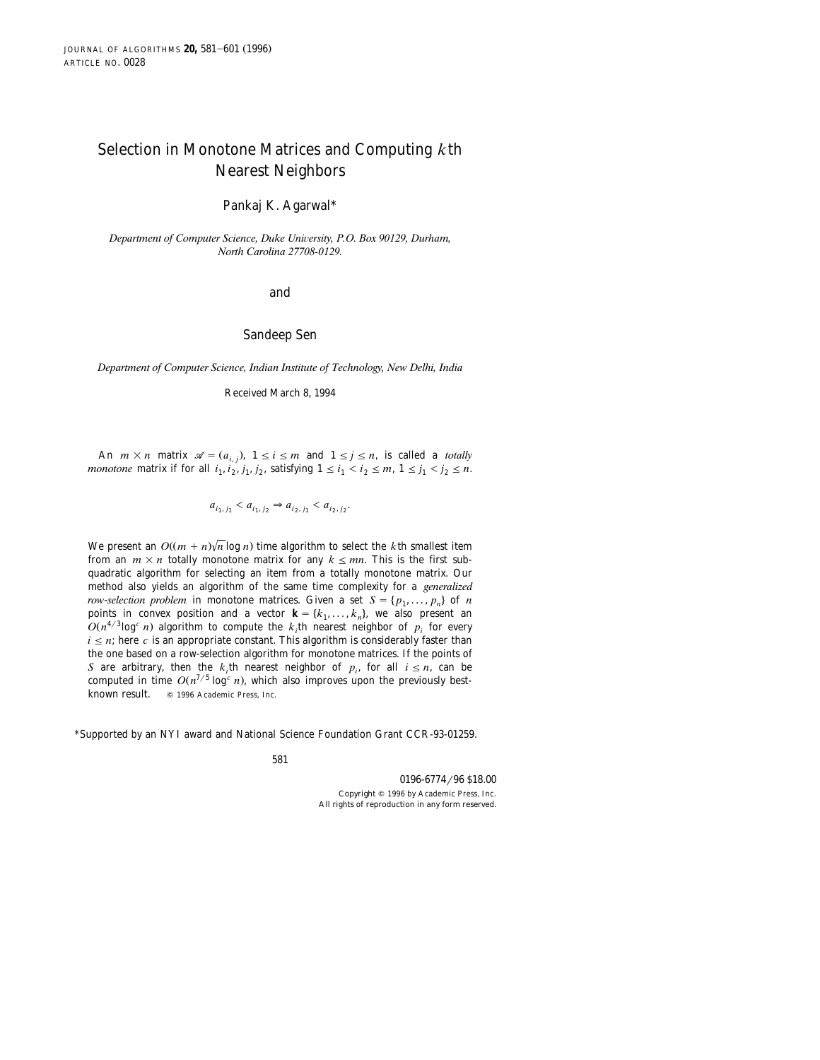# Selection in Monotone Matrices and Computing $k$th Nearest Neighbors

Pankaj K. Agarwal*

*Department of Computer Science, Duke University, P.O. Box 90129, Durham, North Carolina 27708-0129.*

and

Sandeep Sen

*Department of Computer Science, Indian Institute of Technology, New Delhi, India*

Received March 8, 1994

An $m \times n$ matrix $\mathscr{A} = (a_{i,j})$, $1 \leq i \leq m$ and $1 \leq j \leq n$, is called a *totally monotone* matrix if for all $i_1, i_2, j_1, j_2$, satisfying $1 \leq i_1 < i_2 \leq m$, $1 \leq j_1 < j_2 \leq n$.

$$a_{i_1, j_1} < a_{i_1, j_2} \Rightarrow a_{i_2, j_1} < a_{i_2, j_2}.$$

We present an $O((m + n)\sqrt{n} \log n)$ time algorithm to select the $k$th smallest item from an $m \times n$ totally monotone matrix for any $k \leq mn$. This is the first subquadratic algorithm for selecting an item from a totally monotone matrix. Our method also yields an algorithm of the same time complexity for a *generalized row-selection problem* in monotone matrices. Given a set $S = \{p_1, \ldots, p_n\}$ of $n$ points in convex position and a vector $\mathbf{k} = \{k_1, \ldots, k_n\}$, we also present an $O(n^{4/3} \log^c n)$ algorithm to compute the $k_i$th nearest neighbor of $p_i$ for every $i \leq n$; here $c$ is an appropriate constant. This algorithm is considerably faster than the one based on a row-selection algorithm for monotone matrices. If the points of $S$ are arbitrary, then the $k_i$th nearest neighbor of $p_i$, for all $i \leq n$, can be computed in time $O(n^{7/5} \log^c n)$, which also improves upon the previously best-known result. © 1996 Academic Press, Inc.

*Supported by an NYI award and National Science Foundation Grant CCR-93-01259.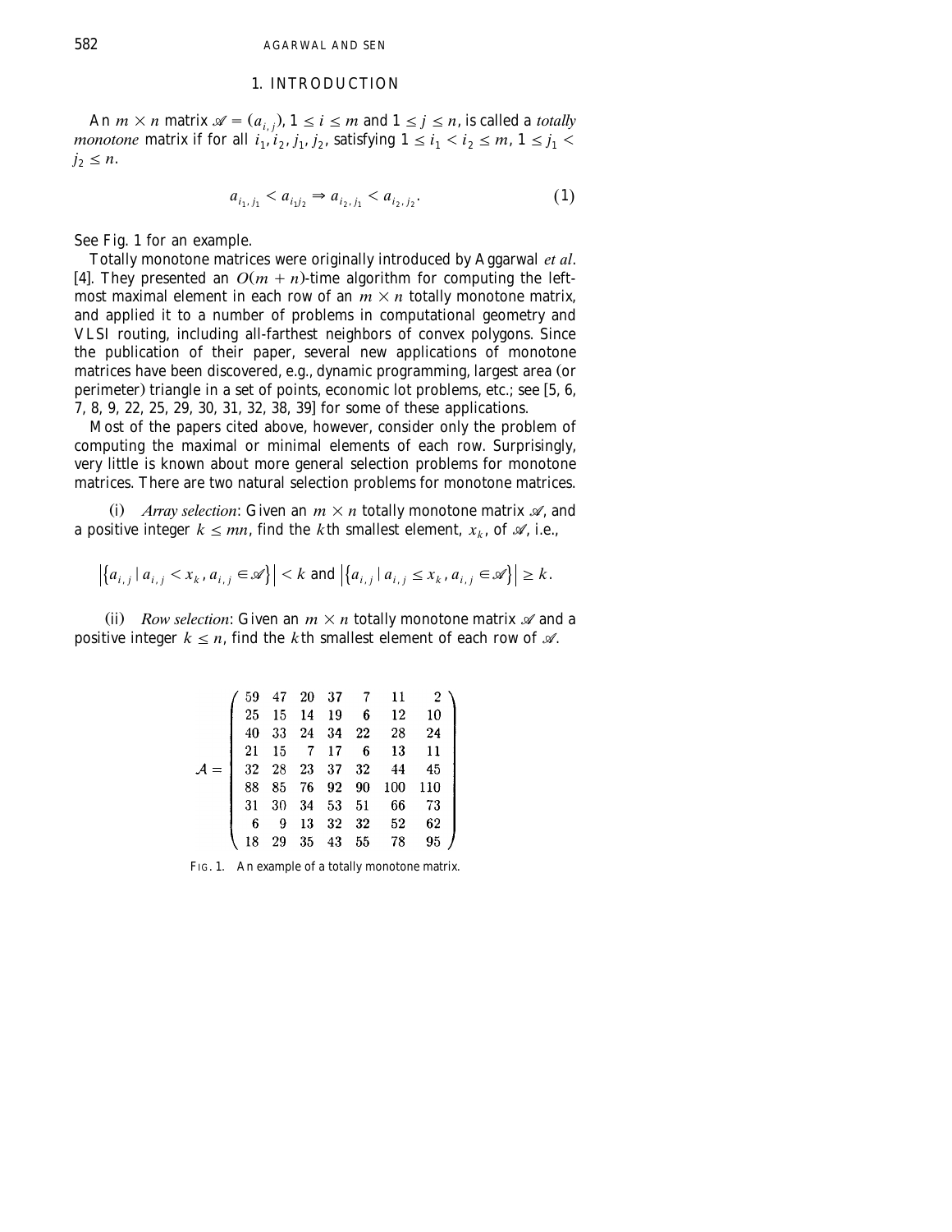## 1. INTRODUCTION

An $m \times n$ matrix $\mathscr{A} = (a_{i,j})$, $1 \le i \le m$ and $1 \le j \le n$, is called a *totally monotone* matrix if for all $i_1, i_2, j_1, j_2$, satisfying $1 \le i_1 < i_2 \le m$, $1 \le j_1 < j_2 \le n$.

$$a_{i_1, j_1} < a_{i_1 j_2} \Rightarrow a_{i_2, j_1} < a_{i_2, j_2}. \tag{1}$$

See Fig. 1 for an example.

Totally monotone matrices were originally introduced by Aggarwal *et al*. [4]. They presented an $O(m+n)$-time algorithm for computing the leftmost maximal element in each row of an $m \times n$ totally monotone matrix, and applied it to a number of problems in computational geometry and VLSI routing, including all-farthest neighbors of convex polygons. Since the publication of their paper, several new applications of monotone matrices have been discovered, e.g., dynamic programming, largest area (or perimeter) triangle in a set of points, economic lot problems, etc.; see [5, 6, 7, 8, 9, 22, 25, 29, 30, 31, 32, 38, 39] for some of these applications.

Most of the papers cited above, however, consider only the problem of computing the maximal or minimal elements of each row. Surprisingly, very little is known about more general selection problems for monotone matrices. There are two natural selection problems for monotone matrices.

(i) *Array selection*: Given an $m \times n$ totally monotone matrix $\mathscr{A}$, and a positive integer $k \le mn$, find the $k$th smallest element, $x_k$, of $\mathscr{A}$, i.e.,

$$\left|\{a_{i,j} \mid a_{i,j} < x_k, a_{i,j} \in \mathscr{A}\}\right| < k \text{ and } \left|\{a_{i,j} \mid a_{i,j} \le x_k, a_{i,j} \in \mathscr{A}\}\right| \ge k.$$

(ii) *Row selection*: Given an $m \times n$ totally monotone matrix $\mathscr{A}$ and a positive integer $k \le n$, find the $k$th smallest element of each row of $\mathscr{A}$.

$$\mathcal{A} = \begin{pmatrix} 59 & 47 & 20 & 37 & 7 & 11 & 2 \\ 25 & 15 & 14 & 19 & 6 & 12 & 10 \\ 40 & 33 & 24 & 34 & 22 & 28 & 24 \\ 21 & 15 & 7 & 17 & 6 & 13 & 11 \\ 32 & 28 & 23 & 37 & 32 & 44 & 45 \\ 88 & 85 & 76 & 92 & 90 & 100 & 110 \\ 31 & 30 & 34 & 53 & 51 & 66 & 73 \\ 6 & 9 & 13 & 32 & 32 & 52 & 62 \\ 18 & 29 & 35 & 43 & 55 & 78 & 95 \end{pmatrix}$$

FIG. 1. An example of a totally monotone matrix.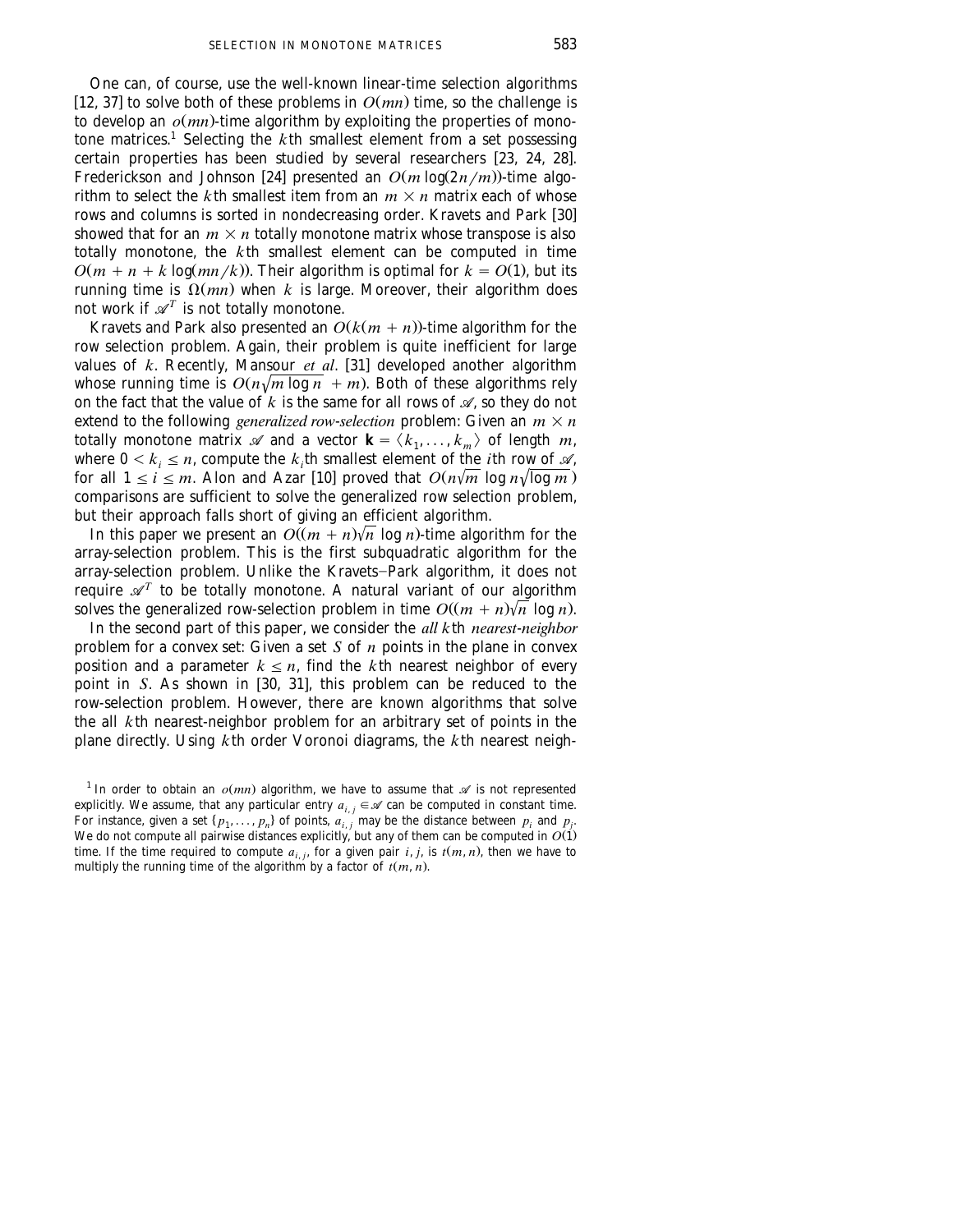One can, of course, use the well-known linear-time selection algorithms [12, 37] to solve both of these problems in $O(mn)$ time, so the challenge is to develop an $o(mn)$-time algorithm by exploiting the properties of monotone matrices.[1] Selecting the $k$th smallest element from a set possessing certain properties has been studied by several researchers [23, 24, 28]. Frederickson and Johnson [24] presented an $O(m \log(2n/m))$-time algorithm to select the $k$th smallest item from an $m \times n$ matrix each of whose rows and columns is sorted in nondecreasing order. Kravets and Park [30] showed that for an $m \times n$ totally monotone matrix whose transpose is also totally monotone, the $k$th smallest element can be computed in time $O(m + n + k \log(mn/k))$. Their algorithm is optimal for $k = O(1)$, but its running time is $\Omega(mn)$ when $k$ is large. Moreover, their algorithm does not work if $\mathscr{A}^T$ is not totally monotone.

Kravets and Park also presented an $O(k(m + n))$-time algorithm for the row selection problem. Again, their problem is quite inefficient for large values of $k$. Recently, Mansour *et al.* [31] developed another algorithm whose running time is $O(n\sqrt{m \log n} + m)$. Both of these algorithms rely on the fact that the value of $k$ is the same for all rows of $\mathscr{A}$, so they do not extend to the following *generalized row-selection* problem: Given an $m \times n$ totally monotone matrix $\mathscr{A}$ and a vector $\mathbf{k} = \langle k_1, \ldots, k_m \rangle$ of length $m$, where $0 < k_i \leq n$, compute the $k_i$th smallest element of the $i$th row of $\mathscr{A}$, for all $1 \leq i \leq m$. Alon and Azar [10] proved that $O(n\sqrt{m} \log n\sqrt{\log m})$ comparisons are sufficient to solve the generalized row selection problem, but their approach falls short of giving an efficient algorithm.

In this paper we present an $O((m + n)\sqrt{n} \log n)$-time algorithm for the array-selection problem. This is the first subquadratic algorithm for the array-selection problem. Unlike the Kravets–Park algorithm, it does not require $\mathscr{A}^T$ to be totally monotone. A natural variant of our algorithm solves the generalized row-selection problem in time $O((m + n)\sqrt{n} \log n)$.

In the second part of this paper, we consider the *all* $k$th *nearest-neighbor* problem for a convex set: Given a set $S$ of $n$ points in the plane in convex position and a parameter $k \leq n$, find the $k$th nearest neighbor of every point in $S$. As shown in [30, 31], this problem can be reduced to the row-selection problem. However, there are known algorithms that solve the all $k$th nearest-neighbor problem for an arbitrary set of points in the plane directly. Using $k$th order Voronoi diagrams, the $k$th nearest neigh-

[1] In order to obtain an $o(mn)$ algorithm, we have to assume that $\mathscr{A}$ is not represented explicitly. We assume, that any particular entry $a_{i,j} \in \mathscr{A}$ can be computed in constant time. For instance, given a set $\{p_1, \ldots, p_n\}$ of points, $a_{i,j}$ may be the distance between $p_i$ and $p_j$. We do not compute all pairwise distances explicitly, but any of them can be computed in $O(1)$ time. If the time required to compute $a_{i,j}$, for a given pair $i, j$, is $t(m, n)$, then we have to multiply the running time of the algorithm by a factor of $t(m, n)$.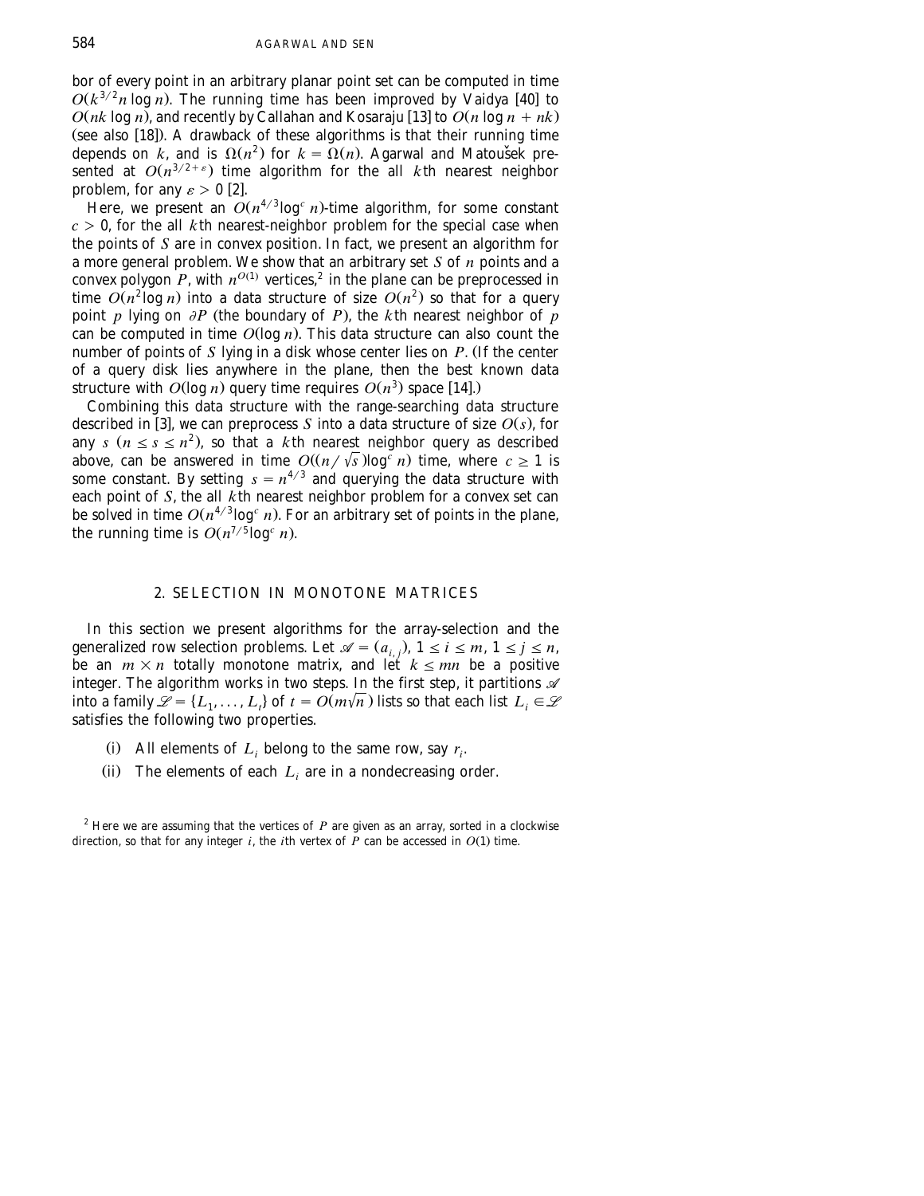bor of every point in an arbitrary planar point set can be computed in time $O(k^{3/2} n \log n)$. The running time has been improved by Vaidya [40] to $O(nk \log n)$, and recently by Callahan and Kosaraju [13] to $O(n \log n + nk)$ (see also [18]). A drawback of these algorithms is that their running time depends on $k$, and is $\Omega(n^2)$ for $k = \Omega(n)$. Agarwal and Matoušek presented at $O(n^{3/2+\varepsilon})$ time algorithm for the all $k$th nearest neighbor problem, for any $\varepsilon > 0$ [2].

Here, we present an $O(n^{4/3} \log^c n)$-time algorithm, for some constant $c > 0$, for the all $k$th nearest-neighbor problem for the special case when the points of $S$ are in convex position. In fact, we present an algorithm for a more general problem. We show that an arbitrary set $S$ of $n$ points and a convex polygon $P$, with $n^{O(1)}$ vertices,[2] in the plane can be preprocessed in time $O(n^2 \log n)$ into a data structure of size $O(n^2)$ so that for a query point $p$ lying on $\partial P$ (the boundary of $P$), the $k$th nearest neighbor of $p$ can be computed in time $O(\log n)$. This data structure can also count the number of points of $S$ lying in a disk whose center lies on $P$. (If the center of a query disk lies anywhere in the plane, then the best known data structure with $O(\log n)$ query time requires $O(n^3)$ space [14].)

Combining this data structure with the range-searching data structure described in [3], we can preprocess $S$ into a data structure of size $O(s)$, for any $s$ $(n \leq s \leq n^2)$, so that a $k$th nearest neighbor query as described above, can be answered in time $O((n/\sqrt{s}) \log^c n)$ time, where $c \geq 1$ is some constant. By setting $s = n^{4/3}$ and querying the data structure with each point of $S$, the all $k$th nearest neighbor problem for a convex set can be solved in time $O(n^{4/3} \log^c n)$. For an arbitrary set of points in the plane, the running time is $O(n^{7/5} \log^c n)$.

## 2. SELECTION IN MONOTONE MATRICES

In this section we present algorithms for the array-selection and the generalized row selection problems. Let $\mathscr{A} = (a_{i,j})$, $1 \leq i \leq m$, $1 \leq j \leq n$, be an $m \times n$ totally monotone matrix, and let $k \leq mn$ be a positive integer. The algorithm works in two steps. In the first step, it partitions $\mathscr{A}$ into a family $\mathscr{L} = \{L_1, \ldots, L_t\}$ of $t = O(m\sqrt{n})$ lists so that each list $L_i \in \mathscr{L}$ satisfies the following two properties.

(i) All elements of $L_i$ belong to the same row, say $r_i$.

(ii) The elements of each $L_i$ are in a nondecreasing order.

[2] Here we are assuming that the vertices of $P$ are given as an array, sorted in a clockwise direction, so that for any integer $i$, the $i$th vertex of $P$ can be accessed in $O(1)$ time.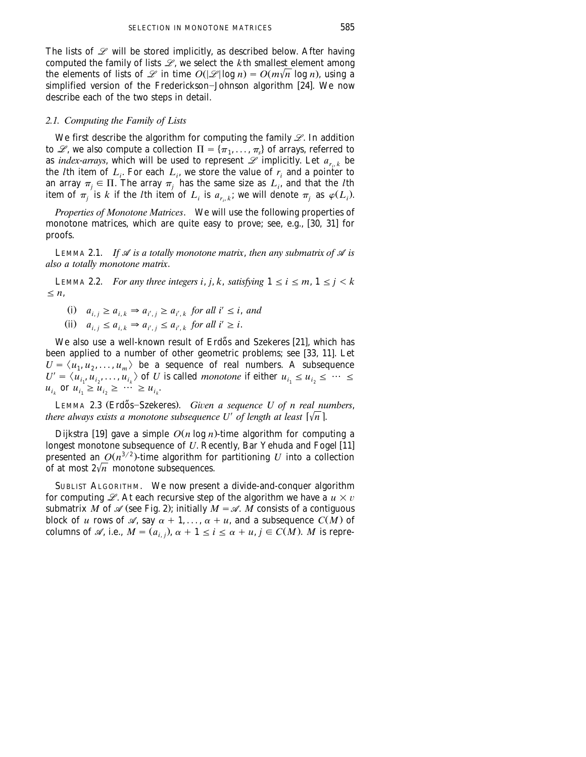The lists of $\mathscr{L}$ will be stored implicitly, as described below. After having computed the family of lists $\mathscr{L}$, we select the $k$th smallest element among the elements of lists of $\mathscr{L}$ in time $O(|\mathscr{L}|\log n) = O(m\sqrt{n}\log n)$, using a simplified version of the Frederickson–Johnson algorithm [24]. We now describe each of the two steps in detail.

### 2.1. Computing the Family of Lists

We first describe the algorithm for computing the family $\mathscr{L}$. In addition to $\mathscr{L}$, we also compute a collection $\Pi = \{\pi_1, \ldots, \pi_s\}$ of arrays, referred to as *index-arrays*, which will be used to represent $\mathscr{L}$ implicitly. Let $a_{r_i, k}$ be the $l$th item of $L_i$. For each $L_i$, we store the value of $r_i$ and a pointer to an array $\pi_j \in \Pi$. The array $\pi_j$ has the same size as $L_i$, and that the $l$th item of $\pi_j$ is $k$ if the $l$th item of $L_i$ is $a_{r_i, k}$; we will denote $\pi_j$ as $\varphi(L_i)$.

*Properties of Monotone Matrices*. We will use the following properties of monotone matrices, which are quite easy to prove; see, e.g., [30, 31] for proofs.

LEMMA 2.1. *If $\mathscr{A}$ is a totally monotone matrix, then any submatrix of $\mathscr{A}$ is also a totally monotone matrix.*

LEMMA 2.2. *For any three integers $i, j, k$, satisfying $1 \le i \le m$, $1 \le j < k \le n$,*

(i) $a_{i,j} \ge a_{i,k} \Rightarrow a_{i',j} \ge a_{i',k}$ *for all* $i' \le i$, *and*

(ii) $a_{i,j} \le a_{i,k} \Rightarrow a_{i',j} \le a_{i',k}$ *for all* $i' \ge i$.

We also use a well-known result of Erdős and Szekeres [21], which has been applied to a number of other geometric problems; see [33, 11]. Let $U = \langle u_1, u_2, \ldots, u_m \rangle$ be a sequence of real numbers. A subsequence $U' = \langle u_{i_1}, u_{i_2}, \ldots, u_{i_k} \rangle$ of $U$ is called *monotone* if either $u_{i_1} \le u_{i_2} \le \cdots \le u_{i_k}$ or $u_{i_1} \ge u_{i_2} \ge \cdots \ge u_{i_k}$.

LEMMA 2.3 (Erdős–Szekeres). *Given a sequence $U$ of $n$ real numbers, there always exists a monotone subsequence $U'$ of length at least $\lceil \sqrt{n} \rceil$.*

Dijkstra [19] gave a simple $O(n \log n)$-time algorithm for computing a longest monotone subsequence of $U$. Recently, Bar Yehuda and Fogel [11] presented an $O(n^{3/2})$-time algorithm for partitioning $U$ into a collection of at most $2\sqrt{n}$ monotone subsequences.

SUBLIST ALGORITHM. We now present a divide-and-conquer algorithm for computing $\mathscr{L}$. At each recursive step of the algorithm we have a $u \times v$ submatrix $M$ of $\mathscr{A}$ (see Fig. 2); initially $M = \mathscr{A}$. $M$ consists of a contiguous block of $u$ rows of $\mathscr{A}$, say $\alpha + 1, \ldots, \alpha + u$, and a subsequence $C(M)$ of columns of $\mathscr{A}$, i.e., $M = (a_{i,j})$, $\alpha + 1 \le i \le \alpha + u$, $j \in C(M)$. $M$ is repre-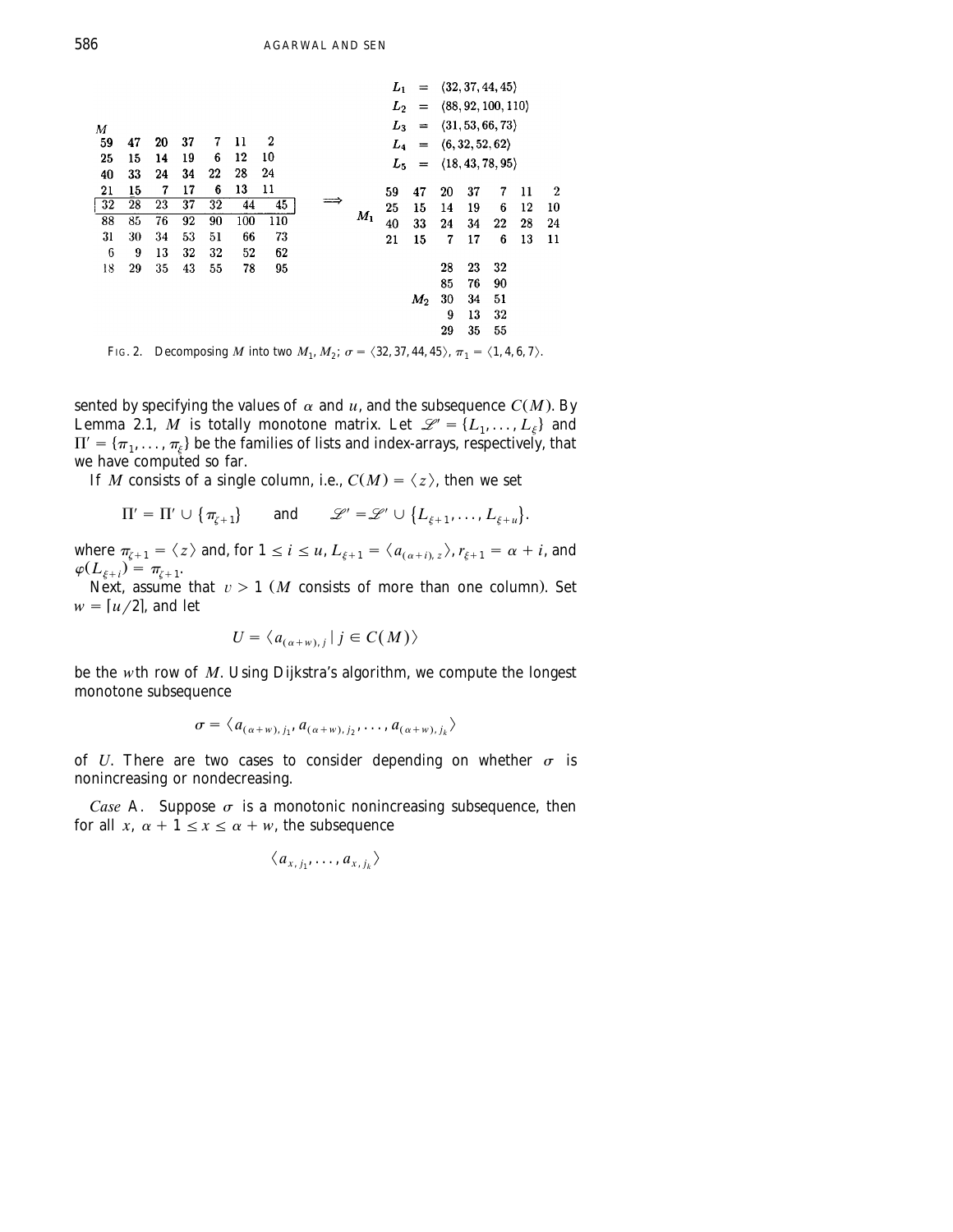$M$

| | | | | | | |
|---|---|---|---|---|---|---|
| 59 | 47 | 20 | 37 | 7 | 11 | 2 |
| 25 | 15 | 14 | 19 | 6 | 12 | 10 |
| 40 | 33 | 24 | 34 | 22 | 28 | 24 |
| 21 | 15 | 7 | 17 | 6 | 13 | 11 |
| 32 | 28 | 23 | 37 | 32 | 44 | 45 |
| 88 | 85 | 76 | 92 | 90 | 100 | 110 |
| 31 | 30 | 34 | 53 | 51 | 66 | 73 |
| 6 | 9 | 13 | 32 | 32 | 52 | 62 |
| 18 | 29 | 35 | 43 | 55 | 78 | 95 |

$\Longrightarrow$

$L_1 = \langle 32, 37, 44, 45\rangle$
$L_2 = \langle 88, 92, 100, 110\rangle$
$L_3 = \langle 31, 53, 66, 73\rangle$
$L_4 = \langle 6, 32, 52, 62\rangle$
$L_5 = \langle 18, 43, 78, 95\rangle$

$M_1$

| | | | | | | |
|---|---|---|---|---|---|---|
| 59 | 47 | 20 | 37 | 7 | 11 | 2 |
| 25 | 15 | 14 | 19 | 6 | 12 | 10 |
| 40 | 33 | 24 | 34 | 22 | 28 | 24 |
| 21 | 15 | 7 | 17 | 6 | 13 | 11 |

$M_2$

| | | |
|---|---|---|
| 28 | 23 | 32 |
| 85 | 76 | 90 |
| 30 | 34 | 51 |
| 9 | 13 | 32 |
| 29 | 35 | 55 |

FIG. 2. Decomposing $M$ into two $M_1, M_2$; $\sigma = \langle 32, 37, 44, 45\rangle$, $\pi_1 = \langle 1, 4, 6, 7\rangle$.

sented by specifying the values of $\alpha$ and $u$, and the subsequence $C(M)$. By Lemma 2.1, $M$ is totally monotone matrix. Let $\mathscr{L}' = \{L_1, \ldots, L_\xi\}$ and $\Pi' = \{\pi_1, \ldots, \pi_\xi\}$ be the families of lists and index-arrays, respectively, that we have computed so far.

If $M$ consists of a single column, i.e., $C(M) = \langle z\rangle$, then we set

$$\Pi' = \Pi' \cup \{\pi_{\zeta+1}\} \qquad \text{and} \qquad \mathscr{L}' = \mathscr{L}' \cup \{L_{\xi+1}, \ldots, L_{\xi+u}\}.$$

where $\pi_{\zeta+1} = \langle z\rangle$ and, for $1 \le i \le u$, $L_{\xi+1} = \langle a_{(\alpha+i), z}\rangle$, $r_{\xi+1} = \alpha + i$, and $\varphi(L_{\xi+i}) = \pi_{\zeta+1}$.

Next, assume that $v > 1$ ($M$ consists of more than one column). Set $w = \lceil u/2 \rceil$, and let

$$U = \langle a_{(\alpha+w), j} \mid j \in C(M)\rangle$$

be the $w$th row of $M$. Using Dijkstra's algorithm, we compute the longest monotone subsequence

$$\sigma = \langle a_{(\alpha+w), j_1}, a_{(\alpha+w), j_2}, \ldots, a_{(\alpha+w), j_k}\rangle$$

of $U$. There are two cases to consider depending on whether $\sigma$ is nonincreasing or nondecreasing.

*Case* A. Suppose $\sigma$ is a monotonic nonincreasing subsequence, then for all $x$, $\alpha + 1 \le x \le \alpha + w$, the subsequence

$$\langle a_{x, j_1}, \ldots, a_{x, j_k}\rangle$$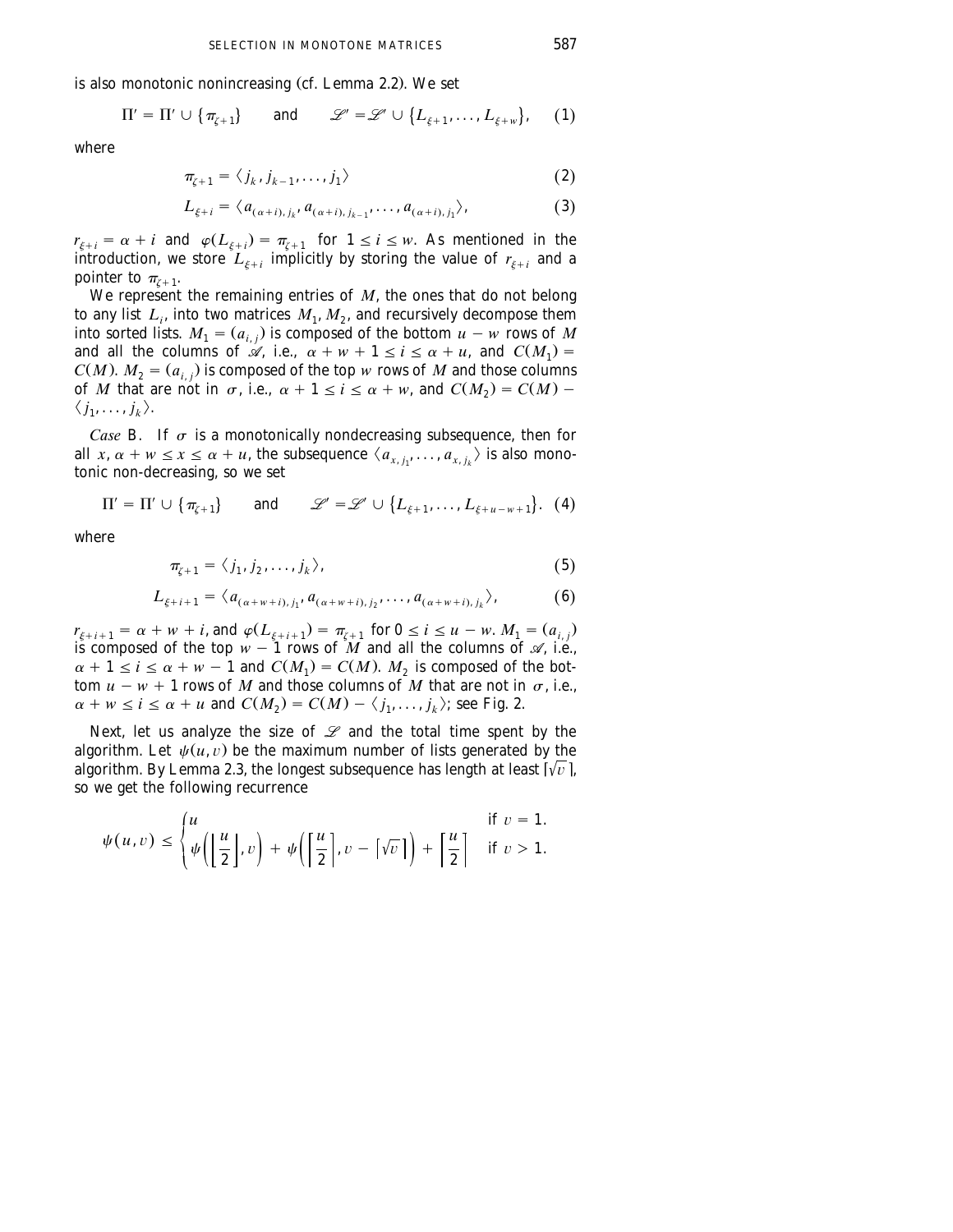is also monotonic nonincreasing (cf. Lemma 2.2). We set

$$\Pi' = \Pi' \cup \{\pi_{\xi+1}\} \qquad \text{and} \qquad \mathcal{L}' = \mathcal{L}' \cup \{L_{\xi+1}, \dots, L_{\xi+w}\}, \tag{1}$$

where

$$\pi_{\xi+1} = \langle j_k, j_{k-1}, \dots, j_1 \rangle \tag{2}$$

$$L_{\xi+i} = \langle a_{(\alpha+i), j_k}, a_{(\alpha+i), j_{k-1}}, \dots, a_{(\alpha+i), j_1} \rangle, \tag{3}$$

$r_{\xi+i} = \alpha + i$ and $\varphi(L_{\xi+i}) = \pi_{\xi+1}$ for $1 \le i \le w$. As mentioned in the introduction, we store $L_{\xi+i}$ implicitly by storing the value of $r_{\xi+i}$ and a pointer to $\pi_{\xi+1}$.

We represent the remaining entries of $M$, the ones that do not belong to any list $L_i$, into two matrices $M_1, M_2$, and recursively decompose them into sorted lists. $M_1 = (a_{i,j})$ is composed of the bottom $u - w$ rows of $M$ and all the columns of $\mathcal{A}$, i.e., $\alpha + w + 1 \le i \le \alpha + u$, and $C(M_1) = C(M)$. $M_2 = (a_{i,j})$ is composed of the top $w$ rows of $M$ and those columns of $M$ that are not in $\sigma$, i.e., $\alpha + 1 \le i \le \alpha + w$, and $C(M_2) = C(M) - \langle j_1, \dots, j_k \rangle$.

*Case* B. If $\sigma$ is a monotonically nondecreasing subsequence, then for all $x$, $\alpha + w \le x \le \alpha + u$, the subsequence $\langle a_{x, j_1}, \dots, a_{x, j_k} \rangle$ is also monotonic non-decreasing, so we set

$$\Pi' = \Pi' \cup \{\pi_{\xi+1}\} \qquad \text{and} \qquad \mathcal{L}' = \mathcal{L}' \cup \{L_{\xi+1}, \dots, L_{\xi+u-w+1}\}. \tag{4}$$

where

$$\pi_{\xi+1} = \langle j_1, j_2, \dots, j_k \rangle, \tag{5}$$

$$L_{\xi+i+1} = \langle a_{(\alpha+w+i), j_1}, a_{(\alpha+w+i), j_2}, \dots, a_{(\alpha+w+i), j_k} \rangle, \tag{6}$$

$r_{\xi+i+1} = \alpha + w + i$, and $\varphi(L_{\xi+i+1}) = \pi_{\xi+1}$ for $0 \le i \le u - w$. $M_1 = (a_{i,j})$ is composed of the top $w - 1$ rows of $M$ and all the columns of $\mathcal{A}$, i.e., $\alpha + 1 \le i \le \alpha + w - 1$ and $C(M_1) = C(M)$. $M_2$ is composed of the bottom $u - w + 1$ rows of $M$ and those columns of $M$ that are not in $\sigma$, i.e., $\alpha + w \le i \le \alpha + u$ and $C(M_2) = C(M) - \langle j_1, \dots, j_k \rangle$; see Fig. 2.

Next, let us analyze the size of $\mathcal{L}$ and the total time spent by the algorithm. Let $\psi(u, v)$ be the maximum number of lists generated by the algorithm. By Lemma 2.3, the longest subsequence has length at least $\lceil \sqrt{v} \rceil$, so we get the following recurrence

$$\psi(u, v) \le \begin{cases} u & \text{if } v = 1. \\ \psi\left(\left\lfloor \dfrac{u}{2} \right\rfloor, v\right) + \psi\left(\left\lceil \dfrac{u}{2} \right\rceil, v - \lceil \sqrt{v} \rceil\right) + \left\lceil \dfrac{u}{2} \right\rceil & \text{if } v > 1. \end{cases}$$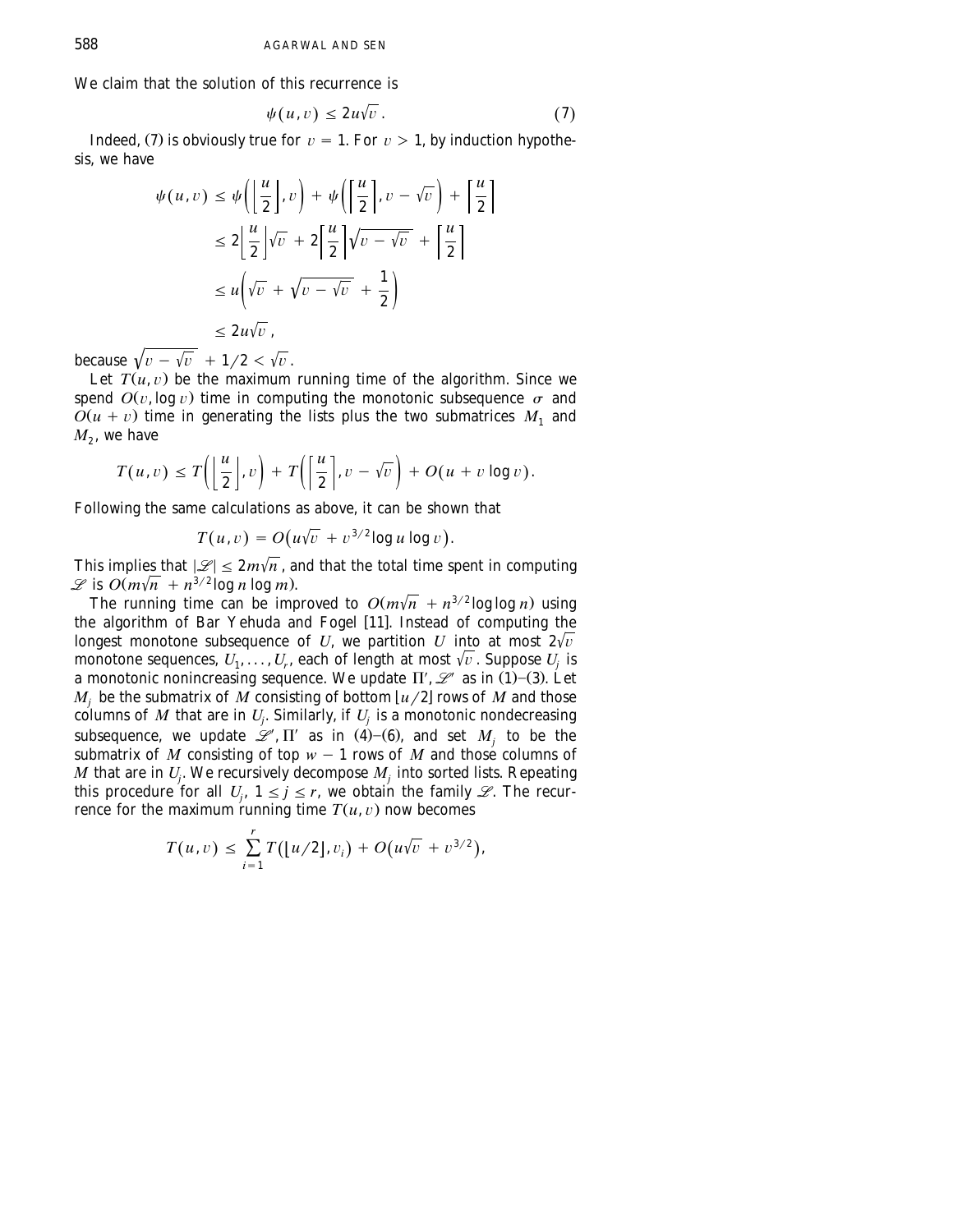We claim that the solution of this recurrence is

$$\psi(u, v) \leq 2u\sqrt{v}. \tag{7}$$

Indeed, (7) is obviously true for $v = 1$. For $v > 1$, by induction hypothesis, we have

$$\begin{aligned}
\psi(u, v) &\leq \psi\left(\left\lfloor \frac{u}{2} \right\rfloor, v\right) + \psi\left(\left\lceil \frac{u}{2} \right\rceil, v - \sqrt{v}\right) + \left\lceil \frac{u}{2} \right\rceil \\
&\leq 2\left\lfloor \frac{u}{2} \right\rfloor \sqrt{v} + 2\left\lceil \frac{u}{2} \right\rceil \sqrt{v - \sqrt{v}} + \left\lceil \frac{u}{2} \right\rceil \\
&\leq u\left(\sqrt{v} + \sqrt{v - \sqrt{v}} + \frac{1}{2}\right) \\
&\leq 2u\sqrt{v},
\end{aligned}$$

because $\sqrt{v - \sqrt{v}} + 1/2 < \sqrt{v}$.

Let $T(u, v)$ be the maximum running time of the algorithm. Since we spend $O(v, \log v)$ time in computing the monotonic subsequence $\sigma$ and $O(u + v)$ time in generating the lists plus the two submatrices $M_1$ and $M_2$, we have

$$T(u, v) \leq T\left(\left\lfloor \frac{u}{2} \right\rfloor, v\right) + T\left(\left\lceil \frac{u}{2} \right\rceil, v - \sqrt{v}\right) + O(u + v \log v).$$

Following the same calculations as above, it can be shown that

$$T(u, v) = O\left(u\sqrt{v} + v^{3/2} \log u \log v\right).$$

This implies that $|\mathscr{L}| \leq 2m\sqrt{n}$, and that the total time spent in computing $\mathscr{L}$ is $O(m\sqrt{n} + n^{3/2} \log n \log m)$.

The running time can be improved to $O(m\sqrt{n} + n^{3/2} \log \log n)$ using the algorithm of Bar Yehuda and Fogel [11]. Instead of computing the longest monotone subsequence of $U$, we partition $U$ into at most $2\sqrt{v}$ monotone sequences, $U_1, \dots, U_r$, each of length at most $\sqrt{v}$. Suppose $U_j$ is a monotonic nonincreasing sequence. We update $\Pi', \mathscr{L}'$ as in (1)–(3). Let $M_j$ be the submatrix of $M$ consisting of bottom $\lfloor u/2 \rfloor$ rows of $M$ and those columns of $M$ that are in $U_j$. Similarly, if $U_j$ is a monotonic nondecreasing subsequence, we update $\mathscr{L}', \Pi'$ as in (4)–(6), and set $M_j$ to be the submatrix of $M$ consisting of top $w - 1$ rows of $M$ and those columns of $M$ that are in $U_j$. We recursively decompose $M_j$ into sorted lists. Repeating this procedure for all $U_j$, $1 \leq j \leq r$, we obtain the family $\mathscr{L}$. The recurrence for the maximum running time $T(u, v)$ now becomes

$$T(u, v) \leq \sum_{i=1}^{r} T(\lfloor u/2 \rfloor, v_i) + O\left(u\sqrt{v} + v^{3/2}\right),$$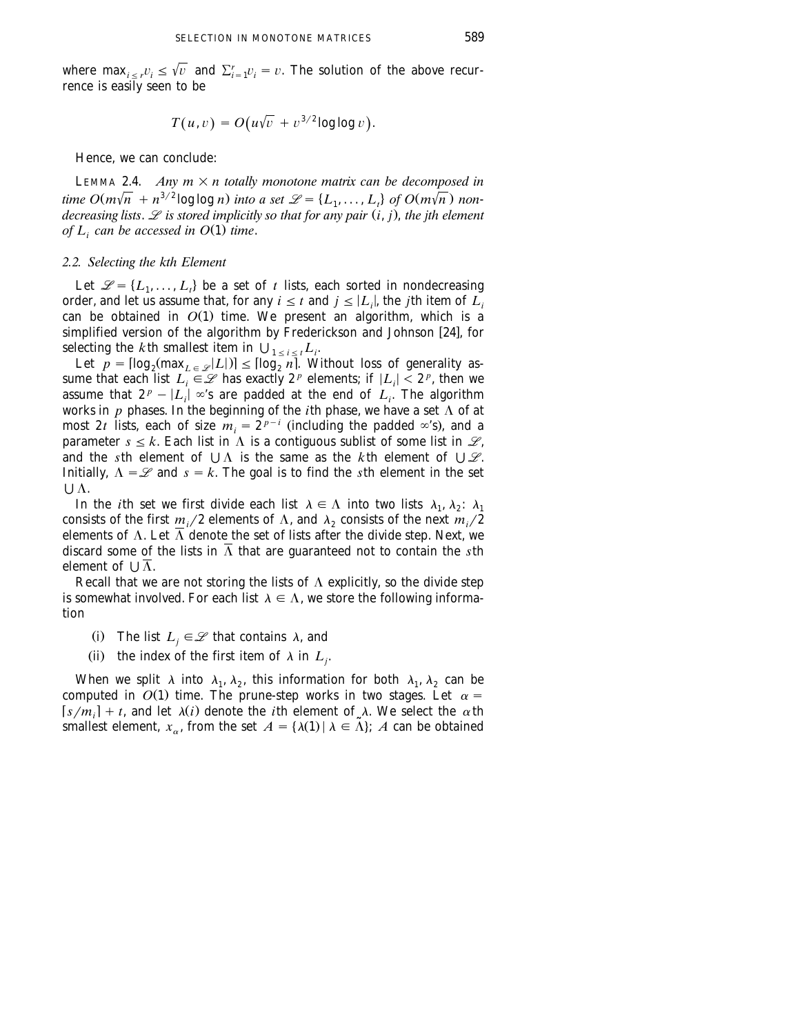where $\max_{i \le r} v_i \le \sqrt{v}$ and $\sum_{i=1}^{r} v_i = v$. The solution of the above recurrence is easily seen to be

$$T(u, v) = O\big(u\sqrt{v} + v^{3/2}\log\log v\big).$$

Hence, we can conclude:

LEMMA 2.4. *Any $m \times n$ totally monotone matrix can be decomposed in time $O(m\sqrt{n} + n^{3/2}\log\log n)$ into a set $\mathscr{L} = \{L_1, \dots, L_t\}$ of $O(m\sqrt{n})$ nondecreasing lists. $\mathscr{L}$ is stored implicitly so that for any pair $(i, j)$, the $j$th element of $L_i$ can be accessed in $O(1)$ time.*

### 2.2. Selecting the kth Element

Let $\mathscr{L} = \{L_1, \dots, L_t\}$ be a set of $t$ lists, each sorted in nondecreasing order, and let us assume that, for any $i \le t$ and $j \le |L_i|$, the $j$th item of $L_i$ can be obtained in $O(1)$ time. We present an algorithm, which is a simplified version of the algorithm by Frederickson and Johnson [24], for selecting the $k$th smallest item in $\bigcup_{1 \le i \le t} L_i$.

Let $p = \lceil \log_2(\max_{L \in \mathscr{L}} |L|) \rceil \le \lceil \log_2 n \rceil$. Without loss of generality assume that each list $L_i \in \mathscr{L}$ has exactly $2^p$ elements; if $|L_i| < 2^p$, then we assume that $2^p - |L_i|$ $\infty$'s are padded at the end of $L_i$. The algorithm works in $p$ phases. In the beginning of the $i$th phase, we have a set $\Lambda$ of at most $2t$ lists, each of size $m_i = 2^{p-i}$ (including the padded $\infty$'s), and a parameter $s \le k$. Each list in $\Lambda$ is a contiguous sublist of some list in $\mathscr{L}$, and the $s$th element of $\bigcup \Lambda$ is the same as the $k$th element of $\bigcup \mathscr{L}$. Initially, $\Lambda = \mathscr{L}$ and $s = k$. The goal is to find the $s$th element in the set $\bigcup \Lambda$.

In the $i$th set we first divide each list $\lambda \in \Lambda$ into two lists $\lambda_1, \lambda_2$: $\lambda_1$ consists of the first $m_i/2$ elements of $\Lambda$, and $\lambda_2$ consists of the next $m_i/2$ elements of $\Lambda$. Let $\overline{\Lambda}$ denote the set of lists after the divide step. Next, we discard some of the lists in $\overline{\Lambda}$ that are guaranteed not to contain the $s$th element of $\bigcup \overline{\Lambda}$.

Recall that we are not storing the lists of $\Lambda$ explicitly, so the divide step is somewhat involved. For each list $\lambda \in \Lambda$, we store the following information

(i) The list $L_j \in \mathscr{L}$ that contains $\lambda$, and

(ii) the index of the first item of $\lambda$ in $L_j$.

When we split $\lambda$ into $\lambda_1, \lambda_2$, this information for both $\lambda_1, \lambda_2$ can be computed in $O(1)$ time. The prune-step works in two stages. Let $\alpha = \lceil s/m_i \rceil + t$, and let $\lambda(i)$ denote the $i$th element of $\lambda$. We select the $\alpha$th smallest element, $x_\alpha$, from the set $A = \{\lambda(1) \mid \lambda \in \tilde{\Lambda}\}$; $A$ can be obtained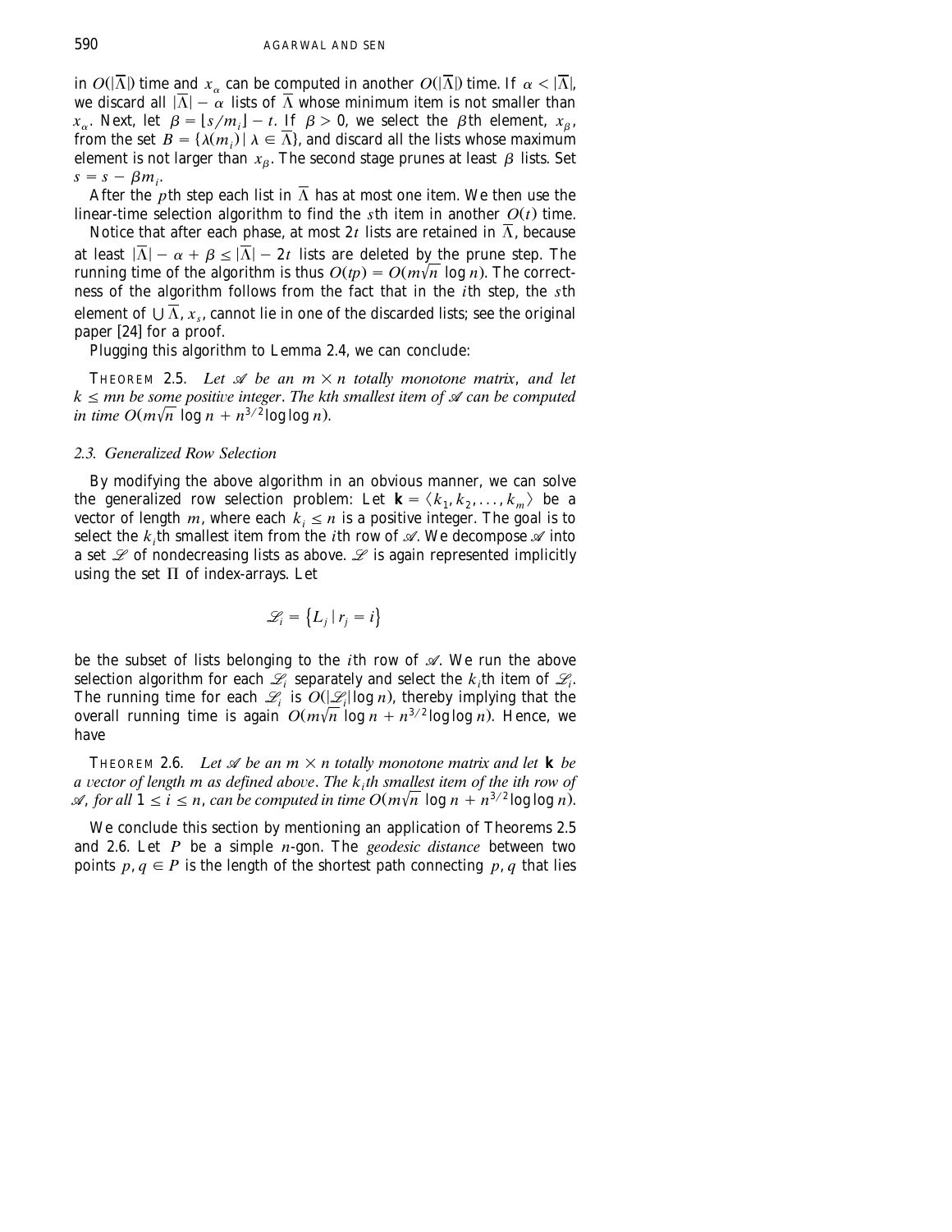in $O(|\overline{\Lambda}|)$ time and $x_\alpha$ can be computed in another $O(|\overline{\Lambda}|)$ time. If $\alpha < |\overline{\Lambda}|$, we discard all $|\overline{\Lambda}| - \alpha$ lists of $\overline{\Lambda}$ whose minimum item is not smaller than $x_\alpha$. Next, let $\beta = \lfloor s/m_i \rfloor - t$. If $\beta > 0$, we select the $\beta$th element, $x_\beta$, from the set $B = \{\lambda(m_i) \mid \lambda \in \overline{\Lambda}\}$, and discard all the lists whose maximum element is not larger than $x_\beta$. The second stage prunes at least $\beta$ lists. Set $s = s - \beta m_i$.

After the $p$th step each list in $\overline{\Lambda}$ has at most one item. We then use the linear-time selection algorithm to find the $s$th item in another $O(t)$ time.

Notice that after each phase, at most $2t$ lists are retained in $\overline{\Lambda}$, because at least $|\overline{\Lambda}| - \alpha + \beta \leq |\overline{\Lambda}| - 2t$ lists are deleted by the prune step. The running time of the algorithm is thus $O(tp) = O(m\sqrt{n}\log n)$. The correctness of the algorithm follows from the fact that in the $i$th step, the $s$th element of $\bigcup \overline{\Lambda}$, $x_s$, cannot lie in one of the discarded lists; see the original paper [24] for a proof.

Plugging this algorithm to Lemma 2.4, we can conclude:

THEOREM 2.5. *Let $\mathscr{A}$ be an $m \times n$ totally monotone matrix, and let $k \leq mn$ be some positive integer. The kth smallest item of $\mathscr{A}$ can be computed in time $O(m\sqrt{n}\log n + n^{3/2}\log\log n)$.*

### 2.3. Generalized Row Selection

By modifying the above algorithm in an obvious manner, we can solve the generalized row selection problem: Let $\mathbf{k} = \langle k_1, k_2, \ldots, k_m \rangle$ be a vector of length $m$, where each $k_i \leq n$ is a positive integer. The goal is to select the $k_i$th smallest item from the $i$th row of $\mathscr{A}$. We decompose $\mathscr{A}$ into a set $\mathscr{L}$ of nondecreasing lists as above. $\mathscr{L}$ is again represented implicitly using the set $\Pi$ of index-arrays. Let

$$\mathscr{L}_i = \{L_j \mid r_j = i\}$$

be the subset of lists belonging to the $i$th row of $\mathscr{A}$. We run the above selection algorithm for each $\mathscr{L}_i$ separately and select the $k_i$th item of $\mathscr{L}_i$. The running time for each $\mathscr{L}_i$ is $O(|\mathscr{L}_i|\log n)$, thereby implying that the overall running time is again $O(m\sqrt{n}\log n + n^{3/2}\log\log n)$. Hence, we have

THEOREM 2.6. *Let $\mathscr{A}$ be an $m \times n$ totally monotone matrix and let $\mathbf{k}$ be a vector of length m as defined above. The $k_i$th smallest item of the ith row of $\mathscr{A}$, for all $1 \leq i \leq n$, can be computed in time $O(m\sqrt{n}\log n + n^{3/2}\log\log n)$.*

We conclude this section by mentioning an application of Theorems 2.5 and 2.6. Let $P$ be a simple $n$-gon. The *geodesic distance* between two points $p, q \in P$ is the length of the shortest path connecting $p, q$ that lies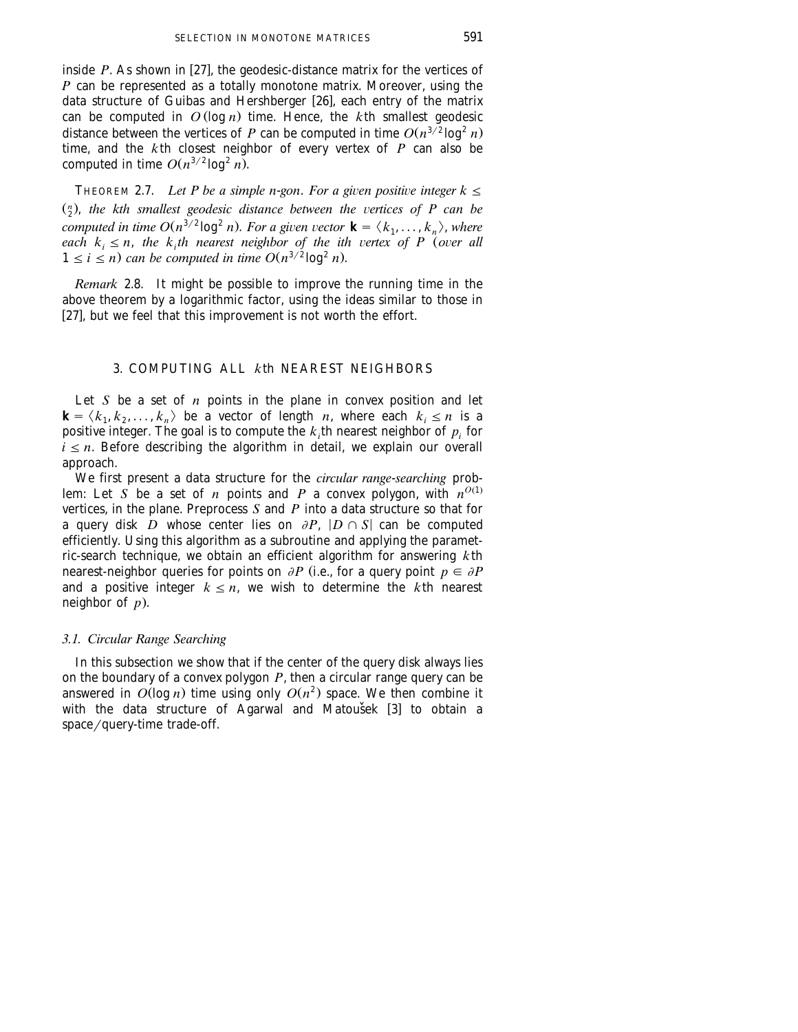inside $P$. As shown in [27], the geodesic-distance matrix for the vertices of $P$ can be represented as a totally monotone matrix. Moreover, using the data structure of Guibas and Hershberger [26], each entry of the matrix can be computed in $O(\log n)$ time. Hence, the $k$th smallest geodesic distance between the vertices of $P$ can be computed in time $O(n^{3/2}\log^2 n)$ time, and the $k$th closest neighbor of every vertex of $P$ can also be computed in time $O(n^{3/2}\log^2 n)$.

THEOREM 2.7. *Let $P$ be a simple $n$-gon. For a given positive integer $k \leq \binom{n}{2}$, the kth smallest geodesic distance between the vertices of $P$ can be computed in time $O(n^{3/2}\log^2 n)$. For a given vector $\mathbf{k} = \langle k_1, \ldots, k_n \rangle$, where each $k_i \leq n$, the $k_i$th nearest neighbor of the ith vertex of $P$ (over all $1 \leq i \leq n$) can be computed in time $O(n^{3/2}\log^2 n)$.*

*Remark* 2.8. It might be possible to improve the running time in the above theorem by a logarithmic factor, using the ideas similar to those in [27], but we feel that this improvement is not worth the effort.

## 3. COMPUTING ALL $k$th NEAREST NEIGHBORS

Let $S$ be a set of $n$ points in the plane in convex position and let $\mathbf{k} = \langle k_1, k_2, \ldots, k_n \rangle$ be a vector of length $n$, where each $k_i \leq n$ is a positive integer. The goal is to compute the $k_i$th nearest neighbor of $p_i$ for $i \leq n$. Before describing the algorithm in detail, we explain our overall approach.

We first present a data structure for the *circular range-searching* problem: Let $S$ be a set of $n$ points and $P$ a convex polygon, with $n^{O(1)}$ vertices, in the plane. Preprocess $S$ and $P$ into a data structure so that for a query disk $D$ whose center lies on $\partial P$, $|D \cap S|$ can be computed efficiently. Using this algorithm as a subroutine and applying the parametric-search technique, we obtain an efficient algorithm for answering $k$th nearest-neighbor queries for points on $\partial P$ (i.e., for a query point $p \in \partial P$ and a positive integer $k \leq n$, we wish to determine the $k$th nearest neighbor of $p$).

### *3.1. Circular Range Searching*

In this subsection we show that if the center of the query disk always lies on the boundary of a convex polygon $P$, then a circular range query can be answered in $O(\log n)$ time using only $O(n^2)$ space. We then combine it with the data structure of Agarwal and Matoušek [3] to obtain a space/query-time trade-off.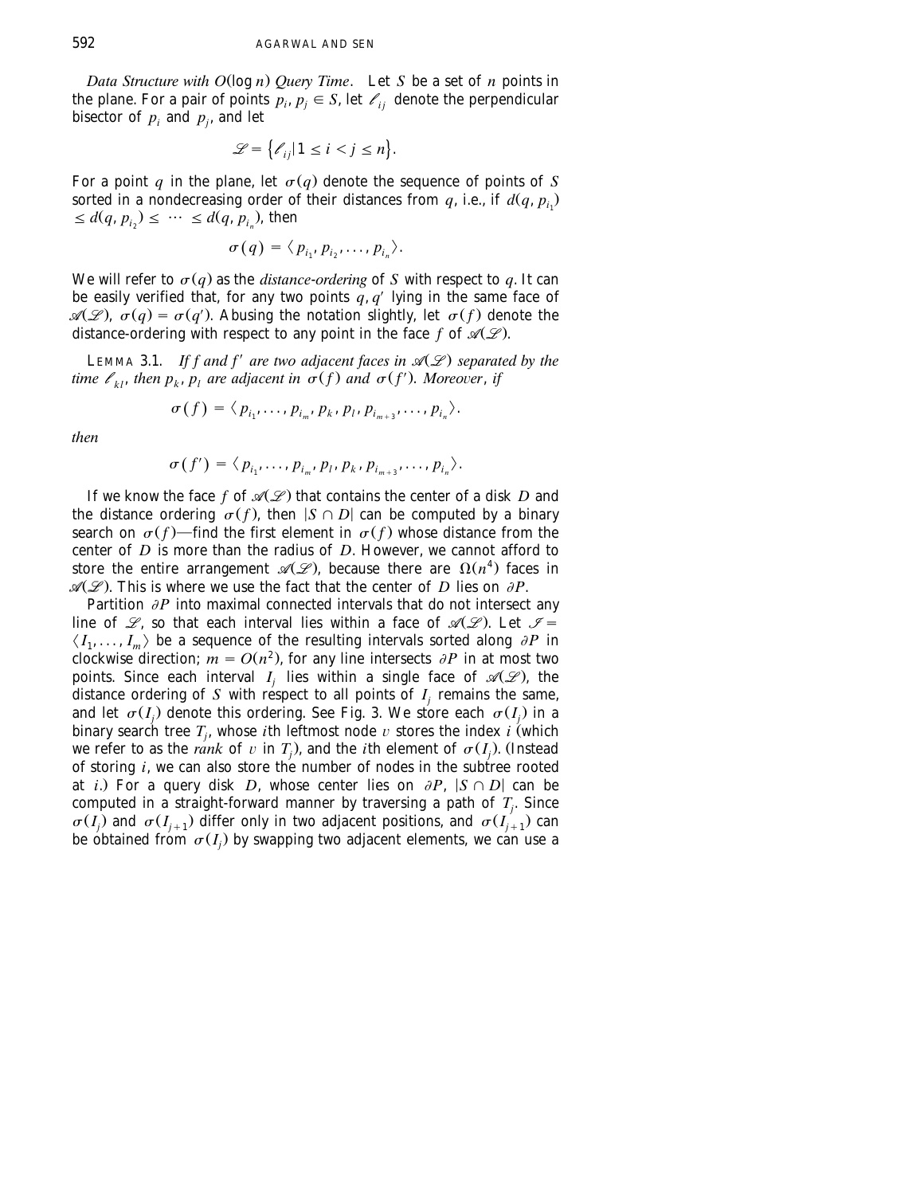*Data Structure with $O(\log n)$ Query Time*. Let $S$ be a set of $n$ points in the plane. For a pair of points $p_i, p_j \in S$, let $\ell_{ij}$ denote the perpendicular bisector of $p_i$ and $p_j$, and let

$$\mathscr{L} = \{\ell_{ij} \mid 1 \le i < j \le n\}.$$

For a point $q$ in the plane, let $\sigma(q)$ denote the sequence of points of $S$ sorted in a nondecreasing order of their distances from $q$, i.e., if $d(q, p_{i_1}) \le d(q, p_{i_2}) \le \cdots \le d(q, p_{i_n})$, then

$$\sigma(q) = \langle p_{i_1}, p_{i_2}, \ldots, p_{i_n} \rangle.$$

We will refer to $\sigma(q)$ as the *distance-ordering* of $S$ with respect to $q$. It can be easily verified that, for any two points $q, q'$ lying in the same face of $\mathscr{A}(\mathscr{L})$, $\sigma(q) = \sigma(q')$. Abusing the notation slightly, let $\sigma(f)$ denote the distance-ordering with respect to any point in the face $f$ of $\mathscr{A}(\mathscr{L})$.

LEMMA 3.1. *If $f$ and $f'$ are two adjacent faces in $\mathscr{A}(\mathscr{L})$ separated by the time $\ell_{kl}$, then $p_k, p_l$ are adjacent in $\sigma(f)$ and $\sigma(f')$. Moreover, if*

$$\sigma(f) = \langle p_{i_1}, \ldots, p_{i_m}, p_k, p_l, p_{i_{m+3}}, \ldots, p_{i_n} \rangle.$$

*then*

$$\sigma(f') = \langle p_{i_1}, \ldots, p_{i_m}, p_l, p_k, p_{i_{m+3}}, \ldots, p_{i_n} \rangle.$$

If we know the face $f$ of $\mathscr{A}(\mathscr{L})$ that contains the center of a disk $D$ and the distance ordering $\sigma(f)$, then $|S \cap D|$ can be computed by a binary search on $\sigma(f)$—find the first element in $\sigma(f)$ whose distance from the center of $D$ is more than the radius of $D$. However, we cannot afford to store the entire arrangement $\mathscr{A}(\mathscr{L})$, because there are $\Omega(n^4)$ faces in $\mathscr{A}(\mathscr{L})$. This is where we use the fact that the center of $D$ lies on $\partial P$.

Partition $\partial P$ into maximal connected intervals that do not intersect any line of $\mathscr{L}$, so that each interval lies within a face of $\mathscr{A}(\mathscr{L})$. Let $\mathscr{I} = \langle I_1, \ldots, I_m \rangle$ be a sequence of the resulting intervals sorted along $\partial P$ in clockwise direction; $m = O(n^2)$, for any line intersects $\partial P$ in at most two points. Since each interval $I_j$ lies within a single face of $\mathscr{A}(\mathscr{L})$, the distance ordering of $S$ with respect to all points of $I_j$ remains the same, and let $\sigma(I_j)$ denote this ordering. See Fig. 3. We store each $\sigma(I_j)$ in a binary search tree $T_j$, whose $i$th leftmost node $v$ stores the index $i$ (which we refer to as the *rank* of $v$ in $T_j$), and the $i$th element of $\sigma(I_j)$. (Instead of storing $i$, we can also store the number of nodes in the subtree rooted at $i$.) For a query disk $D$, whose center lies on $\partial P$, $|S \cap D|$ can be computed in a straight-forward manner by traversing a path of $T_j$. Since $\sigma(I_j)$ and $\sigma(I_{j+1})$ differ only in two adjacent positions, and $\sigma(I_{j+1})$ can be obtained from $\sigma(I_j)$ by swapping two adjacent elements, we can use a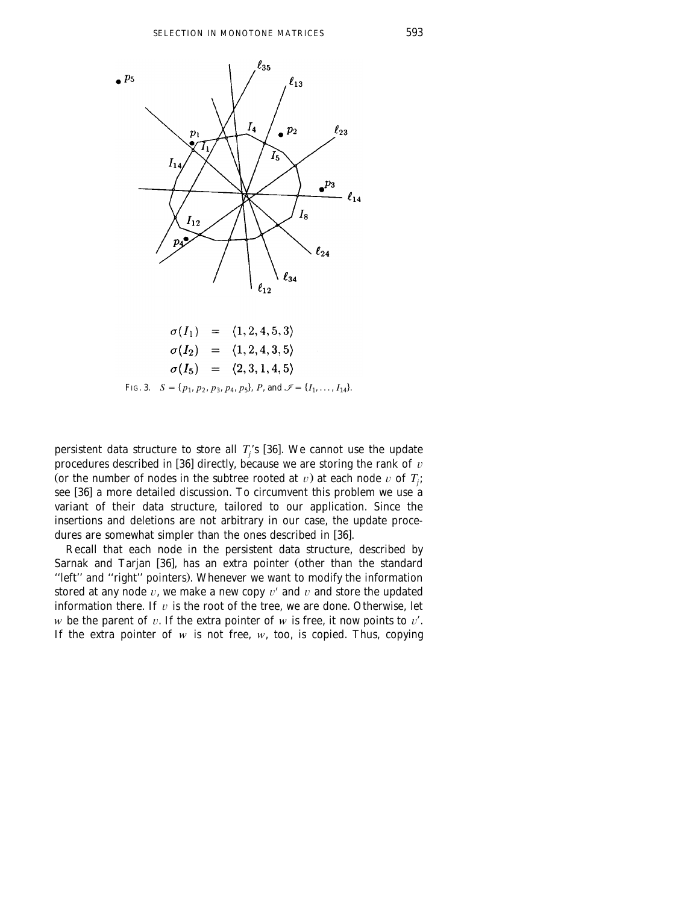$$
\begin{aligned}
\sigma(I_1) &= \langle 1,2,4,5,3 \rangle \\
\sigma(I_2) &= \langle 1,2,4,3,5 \rangle \\
\sigma(I_5) &= \langle 2,3,1,4,5 \rangle
\end{aligned}
$$

FIG. 3. $S = \{p_1, p_2, p_3, p_4, p_5\}$, $P$, and $\mathscr{I} = \{I_1, \ldots, I_{14}\}$.

persistent data structure to store all $T_j$'s [36]. We cannot use the update procedures described in [36] directly, because we are storing the rank of $v$ (or the number of nodes in the subtree rooted at $v$) at each node $v$ of $T_j$; see [36] a more detailed discussion. To circumvent this problem we use a variant of their data structure, tailored to our application. Since the insertions and deletions are not arbitrary in our case, the update procedures are somewhat simpler than the ones described in [36].

Recall that each node in the persistent data structure, described by Sarnak and Tarjan [36], has an extra pointer (other than the standard "left" and "right" pointers). Whenever we want to modify the information stored at any node $v$, we make a new copy $v'$ and $v$ and store the updated information there. If $v$ is the root of the tree, we are done. Otherwise, let $w$ be the parent of $v$. If the extra pointer of $w$ is free, it now points to $v'$. If the extra pointer of $w$ is not free, $w$, too, is copied. Thus, copying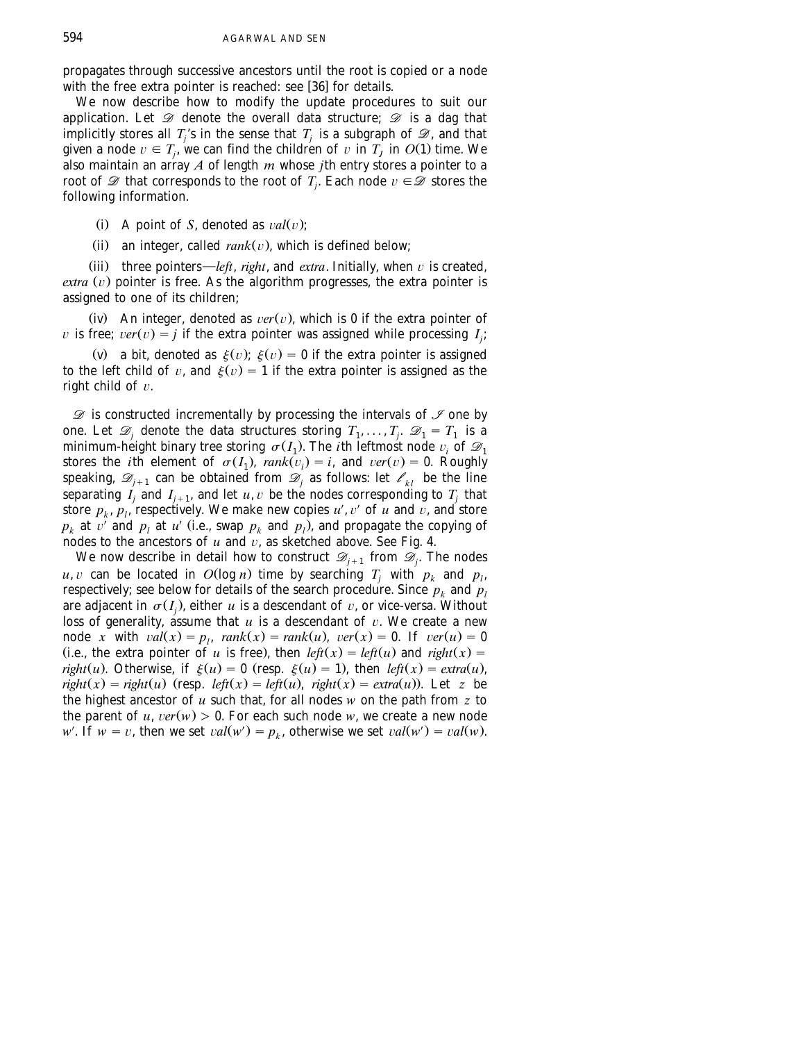propagates through successive ancestors until the root is copied or a node with the free extra pointer is reached: see [36] for details.

We now describe how to modify the update procedures to suit our application. Let $\mathscr{D}$ denote the overall data structure; $\mathscr{D}$ is a dag that implicitly stores all $T_j$'s in the sense that $T_j$ is a subgraph of $\mathscr{D}$, and that given a node $v \in T_j$, we can find the children of $v$ in $T_J$ in $O(1)$ time. We also maintain an array $A$ of length $m$ whose $j$th entry stores a pointer to a root of $\mathscr{D}$ that corresponds to the root of $T_j$. Each node $v \in \mathscr{D}$ stores the following information.

(i) A point of $S$, denoted as $val(v)$;

(ii) an integer, called $rank(v)$, which is defined below;

(iii) three pointers—*left*, *right*, and *extra*. Initially, when $v$ is created, *extra* $(v)$ pointer is free. As the algorithm progresses, the extra pointer is assigned to one of its children;

(iv) An integer, denoted as $ver(v)$, which is 0 if the extra pointer of $v$ is free; $ver(v) = j$ if the extra pointer was assigned while processing $I_j$;

(v) a bit, denoted as $\xi(v)$; $\xi(v) = 0$ if the extra pointer is assigned to the left child of $v$, and $\xi(v) = 1$ if the extra pointer is assigned as the right child of $v$.

$\mathscr{D}$ is constructed incrementally by processing the intervals of $\mathscr{I}$ one by one. Let $\mathscr{D}_j$ denote the data structures storing $T_1, \ldots, T_j$. $\mathscr{D}_1 = T_1$ is a minimum-height binary tree storing $\sigma(I_1)$. The $i$th leftmost node $v_i$ of $\mathscr{D}_1$ stores the $i$th element of $\sigma(I_1)$, $rank(v_i) = i$, and $ver(v) = 0$. Roughly speaking, $\mathscr{D}_{j+1}$ can be obtained from $\mathscr{D}_j$ as follows: let $\ell_{kl}$ be the line separating $I_j$ and $I_{j+1}$, and let $u, v$ be the nodes corresponding to $T_j$ that store $p_k, p_l$, respectively. We make new copies $u', v'$ of $u$ and $v$, and store $p_k$ at $v'$ and $p_l$ at $u'$ (i.e., swap $p_k$ and $p_l$), and propagate the copying of nodes to the ancestors of $u$ and $v$, as sketched above. See Fig. 4.

We now describe in detail how to construct $\mathscr{D}_{j+1}$ from $\mathscr{D}_j$. The nodes $u, v$ can be located in $O(\log n)$ time by searching $T_j$ with $p_k$ and $p_l$, respectively; see below for details of the search procedure. Since $p_k$ and $p_l$ are adjacent in $\sigma(I_j)$, either $u$ is a descendant of $v$, or vice-versa. Without loss of generality, assume that $u$ is a descendant of $v$. We create a new node $x$ with $val(x) = p_l$, $rank(x) = rank(u)$, $ver(x) = 0$. If $ver(u) = 0$ (i.e., the extra pointer of $u$ is free), then $left(x) = left(u)$ and $right(x) = right(u)$. Otherwise, if $\xi(u) = 0$ (resp. $\xi(u) = 1$), then $left(x) = extra(u)$, $right(x) = right(u)$ (resp. $left(x) = left(u)$, $right(x) = extra(u)$). Let $z$ be the highest ancestor of $u$ such that, for all nodes $w$ on the path from $z$ to the parent of $u$, $ver(w) > 0$. For each such node $w$, we create a new node $w'$. If $w = v$, then we set $val(w') = p_k$, otherwise we set $val(w') = val(w)$.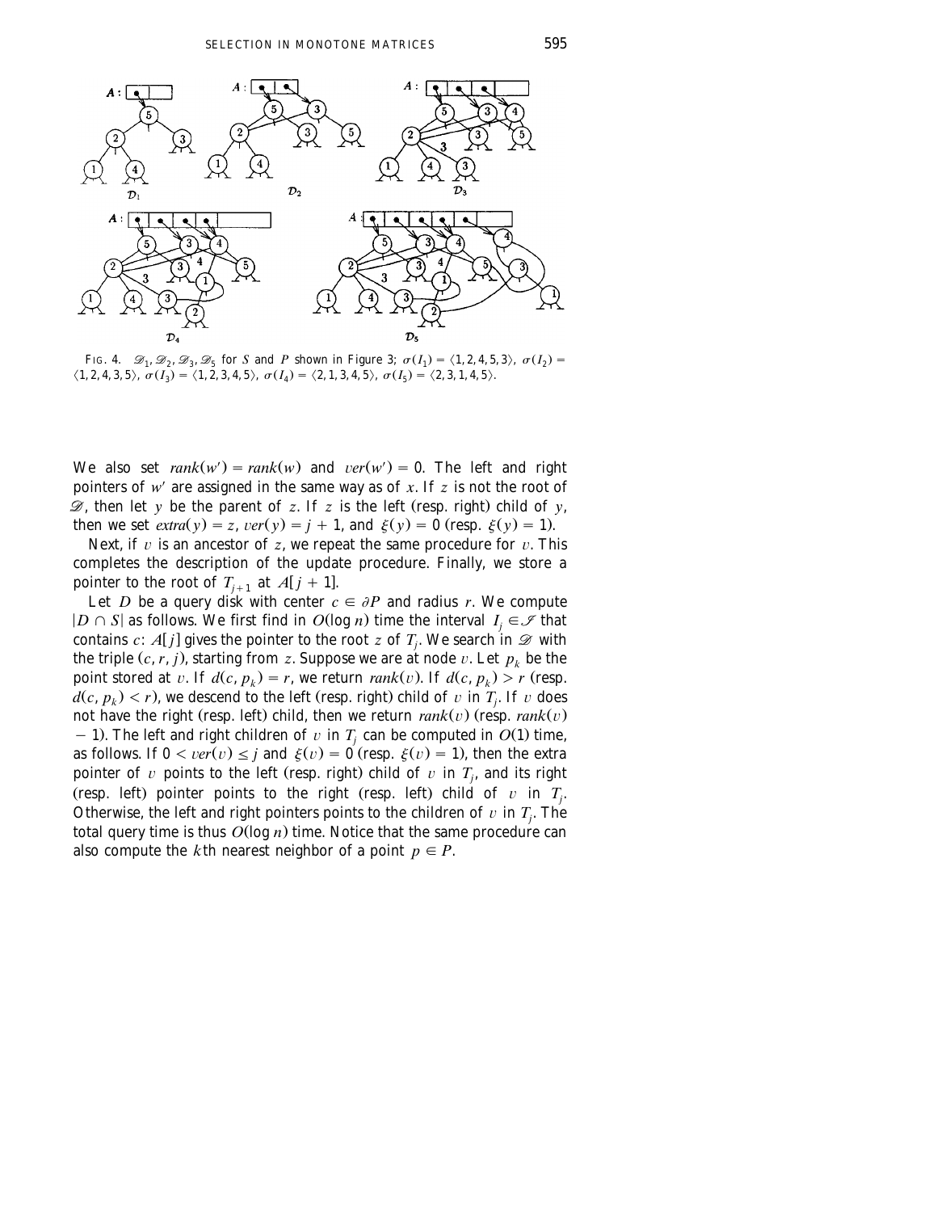FIG. 4. $\mathcal{D}_1, \mathcal{D}_2, \mathcal{D}_3, \mathcal{D}_5$ for $S$ and $P$ shown in Figure 3; $\sigma(I_1) = \langle 1, 2, 4, 5, 3 \rangle$, $\sigma(I_2) = \langle 1, 2, 4, 3, 5 \rangle$, $\sigma(I_3) = \langle 1, 2, 3, 4, 5 \rangle$, $\sigma(I_4) = \langle 2, 1, 3, 4, 5 \rangle$, $\sigma(I_5) = \langle 2, 3, 1, 4, 5 \rangle$.

We also set $rank(w') = rank(w)$ and $ver(w') = 0$. The left and right pointers of $w'$ are assigned in the same way as of $x$. If $z$ is not the root of $\mathcal{D}$, then let $y$ be the parent of $z$. If $z$ is the left (resp. right) child of $y$, then we set $extra(y) = z$, $ver(y) = j + 1$, and $\xi(y) = 0$ (resp. $\xi(y) = 1$).

Next, if $v$ is an ancestor of $z$, we repeat the same procedure for $v$. This completes the description of the update procedure. Finally, we store a pointer to the root of $T_{j+1}$ at $A[j + 1]$.

Let $D$ be a query disk with center $c \in \partial P$ and radius $r$. We compute $|D \cap S|$ as follows. We first find in $O(\log n)$ time the interval $I_j \in \mathcal{I}$ that contains $c$: $A[j]$ gives the pointer to the root $z$ of $T_j$. We search in $\mathcal{D}$ with the triple $(c, r, j)$, starting from $z$. Suppose we are at node $v$. Let $p_k$ be the point stored at $v$. If $d(c, p_k) = r$, we return $rank(v)$. If $d(c, p_k) > r$ (resp. $d(c, p_k) < r$), we descend to the left (resp. right) child of $v$ in $T_j$. If $v$ does not have the right (resp. left) child, then we return $rank(v)$ (resp. $rank(v) - 1$). The left and right children of $v$ in $T_j$ can be computed in $O(1)$ time, as follows. If $0 < ver(v) \leq j$ and $\xi(v) = 0$ (resp. $\xi(v) = 1$), then the extra pointer of $v$ points to the left (resp. right) child of $v$ in $T_j$, and its right (resp. left) pointer points to the right (resp. left) child of $v$ in $T_j$. Otherwise, the left and right pointers points to the children of $v$ in $T_j$. The total query time is thus $O(\log n)$ time. Notice that the same procedure can also compute the $k$th nearest neighbor of a point $p \in P$.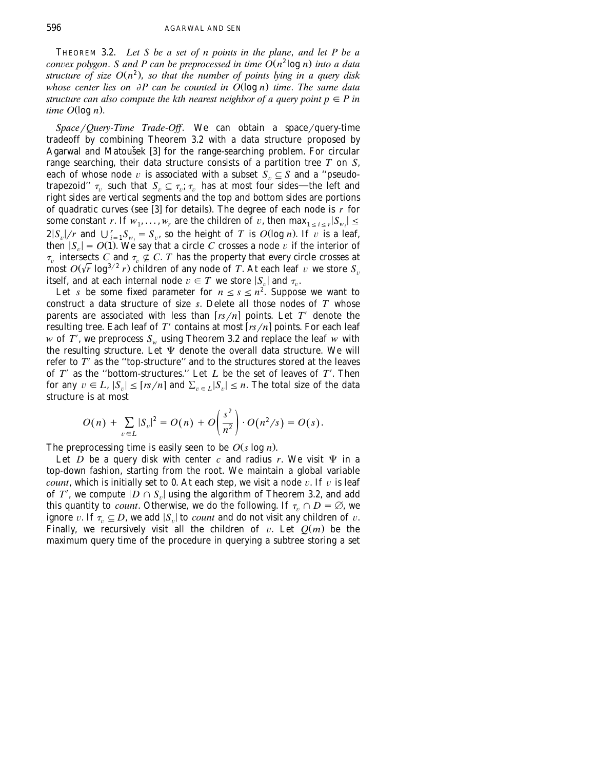**THEOREM 3.2.** *Let $S$ be a set of $n$ points in the plane, and let $P$ be a convex polygon. $S$ and $P$ can be preprocessed in time $O(n^2 \log n)$ into a data structure of size $O(n^2)$, so that the number of points lying in a query disk whose center lies on $\partial P$ can be counted in $O(\log n)$ time. The same data structure can also compute the $k$th nearest neighbor of a query point $p \in P$ in time $O(\log n)$.*

*Space/Query-Time Trade-Off.* We can obtain a space/query-time tradeoff by combining Theorem 3.2 with a data structure proposed by Agarwal and Matoušek [3] for the range-searching problem. For circular range searching, their data structure consists of a partition tree $T$ on $S$, each of whose node $v$ is associated with a subset $S_v \subseteq S$ and a "pseudo-trapezoid" $\tau_v$ such that $S_v \subseteq \tau_v$; $\tau_v$ has at most four sides—the left and right sides are vertical segments and the top and bottom sides are portions of quadratic curves (see [3] for details). The degree of each node is $r$ for some constant $r$. If $w_1, \ldots, w_r$ are the children of $v$, then $\max_{1 \le i \le r} |S_{w_i}| \le 2|S_v|/r$ and $\bigcup_{i=1}^{r} S_{w_i} = S_v$, so the height of $T$ is $O(\log n)$. If $v$ is a leaf, then $|S_v| = O(1)$. We say that a circle $C$ crosses a node $v$ if the interior of $\tau_v$ intersects $C$ and $\tau_v \not\subseteq C$. $T$ has the property that every circle crosses at most $O(\sqrt{r} \log^{3/2} r)$ children of any node of $T$. At each leaf $v$ we store $S_v$ itself, and at each internal node $v \in T$ we store $|S_v|$ and $\tau_v$.

Let $s$ be some fixed parameter for $n \le s \le n^2$. Suppose we want to construct a data structure of size $s$. Delete all those nodes of $T$ whose parents are associated with less than $\lceil rs/n \rceil$ points. Let $T'$ denote the resulting tree. Each leaf of $T'$ contains at most $\lceil rs/n \rceil$ points. For each leaf $w$ of $T'$, we preprocess $S_w$ using Theorem 3.2 and replace the leaf $w$ with the resulting structure. Let $\Psi$ denote the overall data structure. We will refer to $T'$ as the "top-structure" and to the structures stored at the leaves of $T'$ as the "bottom-structures." Let $L$ be the set of leaves of $T'$. Then for any $v \in L$, $|S_v| \le \lceil rs/n \rceil$ and $\sum_{v \in L} |S_v| \le n$. The total size of the data structure is at most

$$O(n) + \sum_{v \in L} |S_v|^2 = O(n) + O\left(\frac{s^2}{n^2}\right) \cdot O(n^2/s) = O(s).$$

The preprocessing time is easily seen to be $O(s \log n)$.

Let $D$ be a query disk with center $c$ and radius $r$. We visit $\Psi$ in a top-down fashion, starting from the root. We maintain a global variable *count*, which is initially set to 0. At each step, we visit a node $v$. If $v$ is leaf of $T'$, we compute $|D \cap S_v|$ using the algorithm of Theorem 3.2, and add this quantity to *count*. Otherwise, we do the following. If $\tau_v \cap D = \emptyset$, we ignore $v$. If $\tau_v \subseteq D$, we add $|S_v|$ to *count* and do not visit any children of $v$. Finally, we recursively visit all the children of $v$. Let $Q(m)$ be the maximum query time of the procedure in querying a subtree storing a set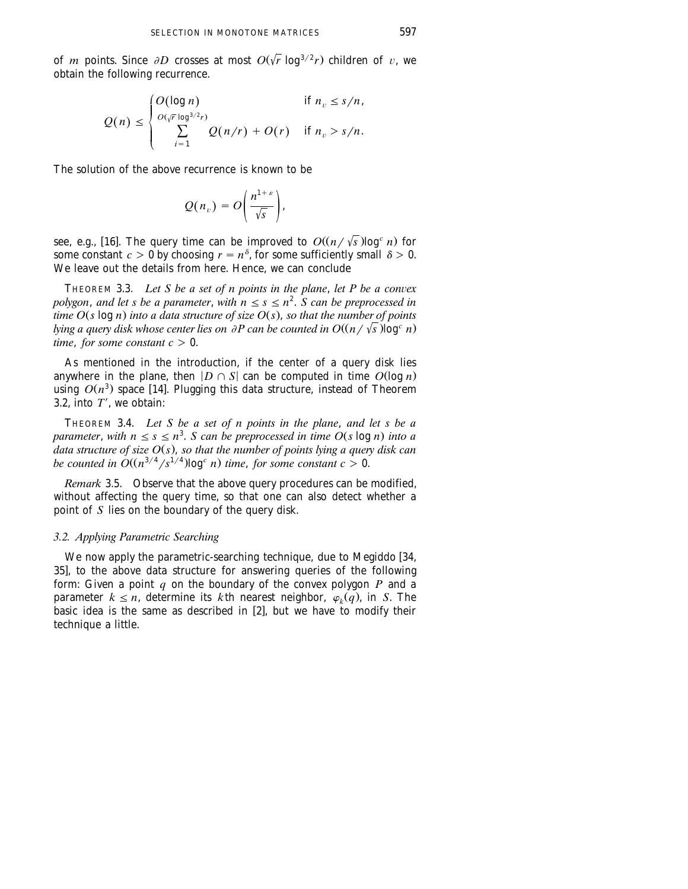of $m$ points. Since $\partial D$ crosses at most $O(\sqrt{r}\log^{3/2} r)$ children of $v$, we obtain the following recurrence.

$$Q(n) \leq \begin{cases} O(\log n) & \text{if } n_v \leq s/n, \\ \displaystyle\sum_{i=1}^{O(\sqrt{r}\log^{3/2} r)} Q(n/r) + O(r) & \text{if } n_v > s/n. \end{cases}$$

The solution of the above recurrence is known to be

$$Q(n_v) = O\left(\frac{n^{1+\varepsilon}}{\sqrt{s}}\right),$$

see, e.g., [16]. The query time can be improved to $O((n/\sqrt{s})\log^c n)$ for some constant $c > 0$ by choosing $r = n^{\delta}$, for some sufficiently small $\delta > 0$. We leave out the details from here. Hence, we can conclude

THEOREM 3.3. *Let $S$ be a set of $n$ points in the plane, let $P$ be a convex polygon, and let $s$ be a parameter, with $n \leq s \leq n^2$. $S$ can be preprocessed in time $O(s\log n)$ into a data structure of size $O(s)$, so that the number of points lying a query disk whose center lies on $\partial P$ can be counted in $O((n/\sqrt{s})\log^c n)$ time, for some constant $c > 0$.*

As mentioned in the introduction, if the center of a query disk lies anywhere in the plane, then $|D \cap S|$ can be computed in time $O(\log n)$ using $O(n^3)$ space [14]. Plugging this data structure, instead of Theorem 3.2, into $T'$, we obtain:

THEOREM 3.4. *Let $S$ be a set of $n$ points in the plane, and let $s$ be a parameter, with $n \leq s \leq n^3$. $S$ can be preprocessed in time $O(s\log n)$ into a data structure of size $O(s)$, so that the number of points lying a query disk can be counted in $O((n^{3/4}/s^{1/4})\log^c n)$ time, for some constant $c > 0$.*

*Remark* 3.5. Observe that the above query procedures can be modified, without affecting the query time, so that one can also detect whether a point of $S$ lies on the boundary of the query disk.

### *3.2. Applying Parametric Searching*

We now apply the parametric-searching technique, due to Megiddo [34, 35], to the above data structure for answering queries of the following form: Given a point $q$ on the boundary of the convex polygon $P$ and a parameter $k \leq n$, determine its $k$th nearest neighbor, $\varphi_k(q)$, in $S$. The basic idea is the same as described in [2], but we have to modify their technique a little.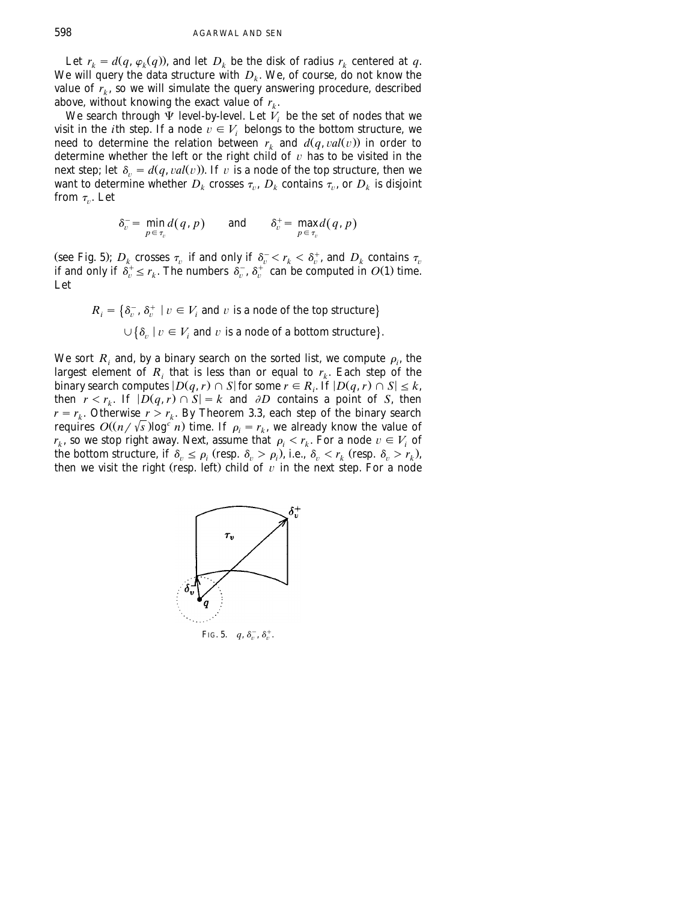Let $r_k = d(q, \varphi_k(q))$, and let $D_k$ be the disk of radius $r_k$ centered at $q$. We will query the data structure with $D_k$. We, of course, do not know the value of $r_k$, so we will simulate the query answering procedure, described above, without knowing the exact value of $r_k$.

We search through $\Psi$ level-by-level. Let $V_i$ be the set of nodes that we visit in the $i$th step. If a node $v \in V_i$ belongs to the bottom structure, we need to determine the relation between $r_k$ and $d(q, val(v))$ in order to determine whether the left or the right child of $v$ has to be visited in the next step; let $\delta_v = d(q, val(v))$. If $v$ is a node of the top structure, then we want to determine whether $D_k$ crosses $\tau_v$, $D_k$ contains $\tau_v$, or $D_k$ is disjoint from $\tau_v$. Let

$$\delta_v^- = \min_{p \in \tau_v} d(q, p) \qquad \text{and} \qquad \delta_v^+ = \max_{p \in \tau_v} d(q, p)$$

(see Fig. 5); $D_k$ crosses $\tau_v$ if and only if $\delta_v^- < r_k < \delta_v^+$, and $D_k$ contains $\tau_v$ if and only if $\delta_v^+ \leq r_k$. The numbers $\delta_v^-$, $\delta_v^+$ can be computed in $O(1)$ time. Let

$$R_i = \{\delta_v^-, \delta_v^+ \mid v \in V_i \text{ and } v \text{ is a node of the top structure}\}$$
$$\cup \{\delta_v \mid v \in V_i \text{ and } v \text{ is a node of a bottom structure}\}.$$

We sort $R_i$ and, by a binary search on the sorted list, we compute $\rho_i$, the largest element of $R_i$ that is less than or equal to $r_k$. Each step of the binary search computes $|D(q, r) \cap S|$ for some $r \in R_i$. If $|D(q, r) \cap S| \leq k$, then $r < r_k$. If $|D(q, r) \cap S| = k$ and $\partial D$ contains a point of $S$, then $r = r_k$. Otherwise $r > r_k$. By Theorem 3.3, each step of the binary search requires $O((n/\sqrt{s})\log^c n)$ time. If $\rho_i = r_k$, we already know the value of $r_k$, so we stop right away. Next, assume that $\rho_i < r_k$. For a node $v \in V_i$ of the bottom structure, if $\delta_v \leq \rho_i$ (resp. $\delta_v > \rho_i$), i.e., $\delta_v < r_k$ (resp. $\delta_v > r_k$), then we visit the right (resp. left) child of $v$ in the next step. For a node

FIG. 5. $q$, $\delta_v^-$, $\delta_v^+$.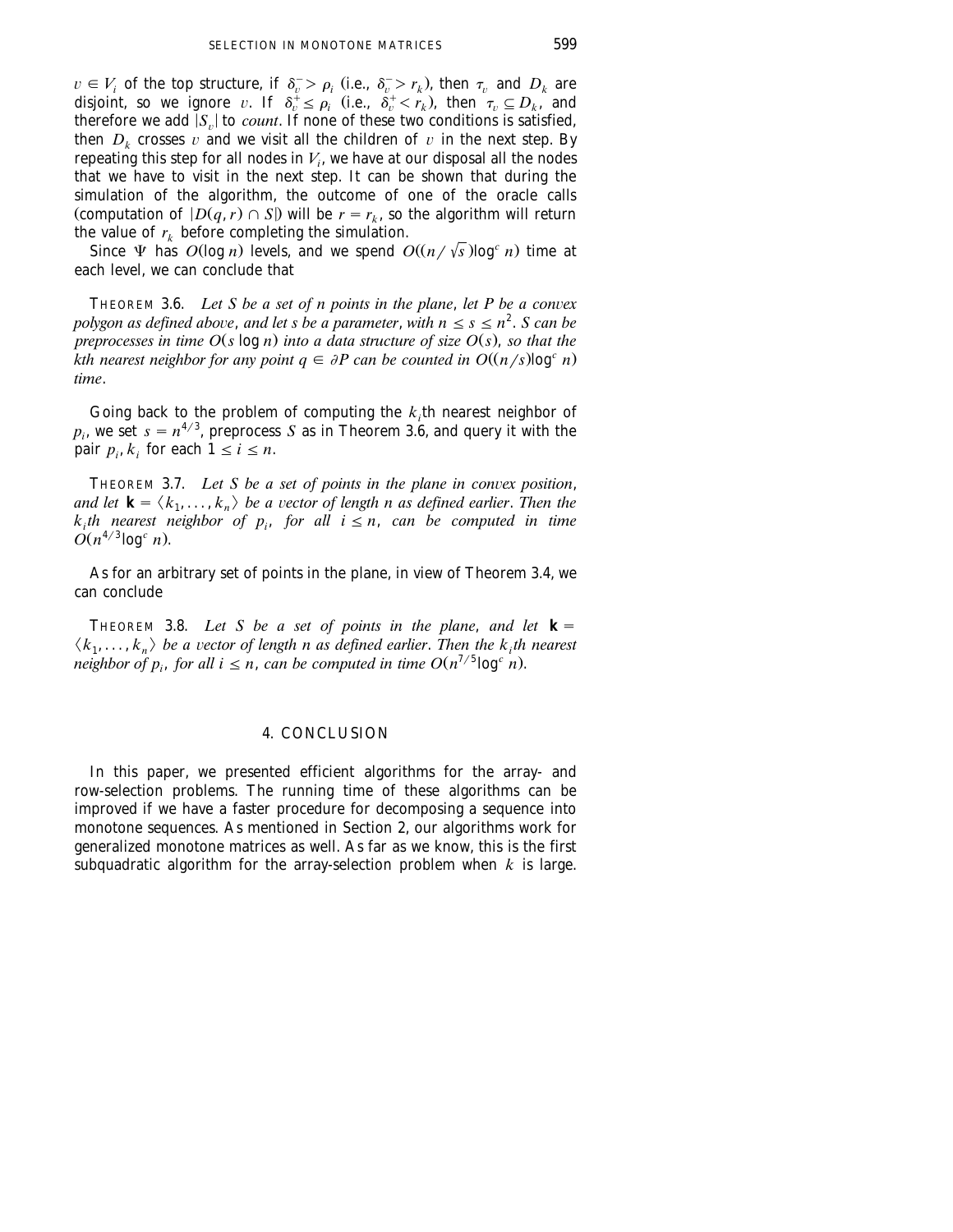$v \in V_i$ of the top structure, if $\delta_v^- > \rho_i$ (i.e., $\delta_v^- > r_k$), then $\tau_v$ and $D_k$ are disjoint, so we ignore $v$. If $\delta_v^+ \leq \rho_i$ (i.e., $\delta_v^+ < r_k$), then $\tau_v \subseteq D_k$, and therefore we add $|S_v|$ to *count*. If none of these two conditions is satisfied, then $D_k$ crosses $v$ and we visit all the children of $v$ in the next step. By repeating this step for all nodes in $V_i$, we have at our disposal all the nodes that we have to visit in the next step. It can be shown that during the simulation of the algorithm, the outcome of one of the oracle calls (computation of $|D(q, r) \cap S|$) will be $r = r_k$, so the algorithm will return the value of $r_k$ before completing the simulation.

Since $\Psi$ has $O(\log n)$ levels, and we spend $O((n/\sqrt{s})\log^c n)$ time at each level, we can conclude that

THEOREM 3.6. *Let $S$ be a set of $n$ points in the plane, let $P$ be a convex polygon as defined above, and let $s$ be a parameter, with $n \leq s \leq n^2$. $S$ can be preprocesses in time $O(s \log n)$ into a data structure of size $O(s)$, so that the $k$th nearest neighbor for any point $q \in \partial P$ can be counted in $O((n/s)\log^c n)$ time.*

Going back to the problem of computing the $k_i$th nearest neighbor of $p_i$, we set $s = n^{4/3}$, preprocess $S$ as in Theorem 3.6, and query it with the pair $p_i, k_i$ for each $1 \leq i \leq n$.

THEOREM 3.7. *Let $S$ be a set of points in the plane in convex position, and let $\mathbf{k} = \langle k_1, \ldots, k_n \rangle$ be a vector of length $n$ as defined earlier. Then the $k_i$th nearest neighbor of $p_i$, for all $i \leq n$, can be computed in time $O(n^{4/3}\log^c n)$.*

As for an arbitrary set of points in the plane, in view of Theorem 3.4, we can conclude

THEOREM 3.8. *Let $S$ be a set of points in the plane, and let $\mathbf{k} = \langle k_1, \ldots, k_n \rangle$ be a vector of length $n$ as defined earlier. Then the $k_i$th nearest neighbor of $p_i$, for all $i \leq n$, can be computed in time $O(n^{7/5}\log^c n)$.*

## 4. CONCLUSION

In this paper, we presented efficient algorithms for the array- and row-selection problems. The running time of these algorithms can be improved if we have a faster procedure for decomposing a sequence into monotone sequences. As mentioned in Section 2, our algorithms work for generalized monotone matrices as well. As far as we know, this is the first subquadratic algorithm for the array-selection problem when $k$ is large.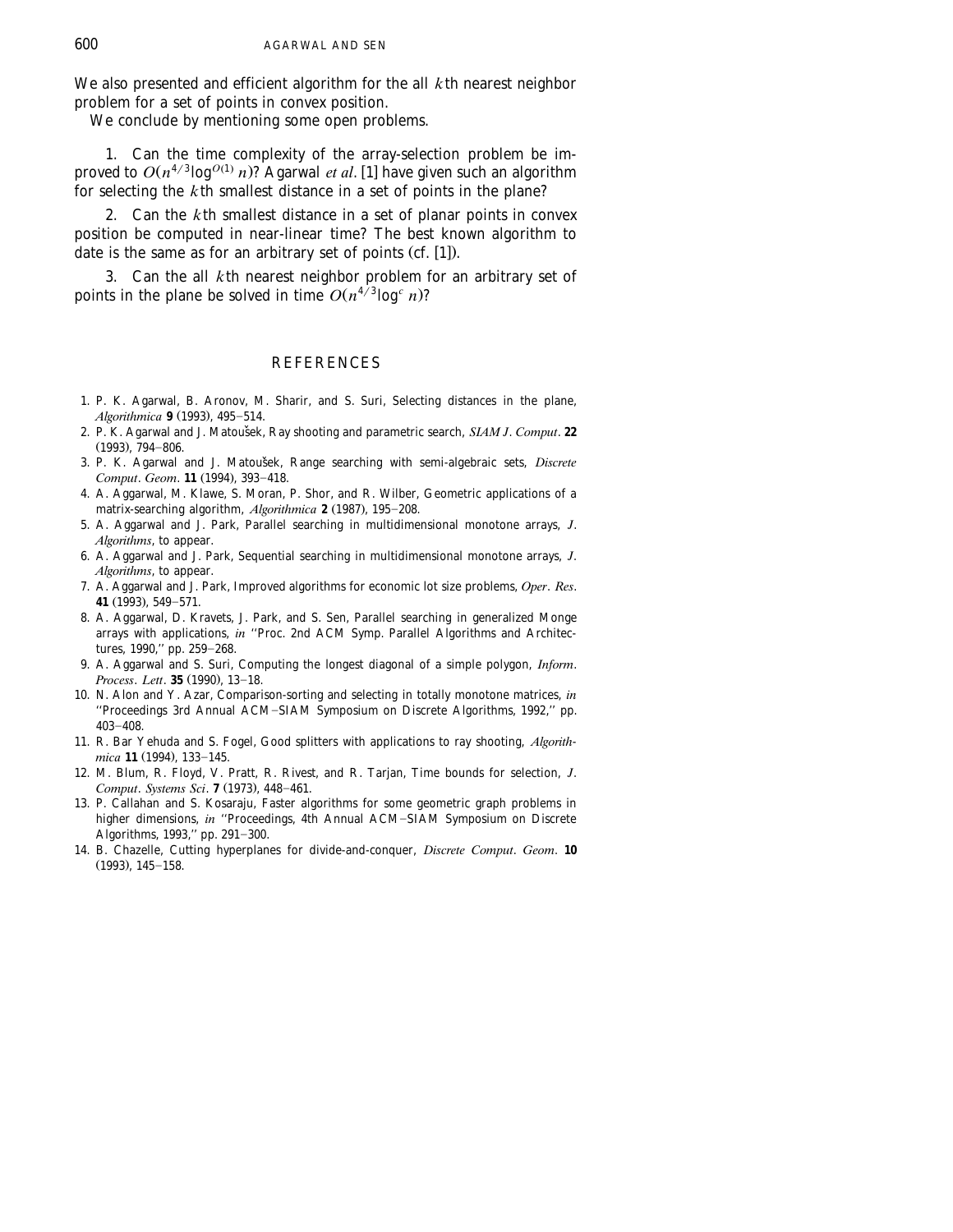We also presented and efficient algorithm for the all $k$th nearest neighbor problem for a set of points in convex position.

We conclude by mentioning some open problems.

1. Can the time complexity of the array-selection problem be improved to $O(n^{4/3}\log^{O(1)} n)$? Agarwal *et al*. [1] have given such an algorithm for selecting the $k$th smallest distance in a set of points in the plane?

2. Can the $k$th smallest distance in a set of planar points in convex position be computed in near-linear time? The best known algorithm to date is the same as for an arbitrary set of points (cf. [1]).

3. Can the all $k$th nearest neighbor problem for an arbitrary set of points in the plane be solved in time $O(n^{4/3}\log^c n)$?

## REFERENCES

1. P. K. Agarwal, B. Aronov, M. Sharir, and S. Suri, Selecting distances in the plane, *Algorithmica* **9** (1993), 495–514.
2. P. K. Agarwal and J. Matoušek, Ray shooting and parametric search, *SIAM J. Comput.* **22** (1993), 794–806.
3. P. K. Agarwal and J. Matoušek, Range searching with semi-algebraic sets, *Discrete Comput. Geom.* **11** (1994), 393–418.
4. A. Aggarwal, M. Klawe, S. Moran, P. Shor, and R. Wilber, Geometric applications of a matrix-searching algorithm, *Algorithmica* **2** (1987), 195–208.
5. A. Aggarwal and J. Park, Parallel searching in multidimensional monotone arrays, *J. Algorithms*, to appear.
6. A. Aggarwal and J. Park, Sequential searching in multidimensional monotone arrays, *J. Algorithms*, to appear.
7. A. Aggarwal and J. Park, Improved algorithms for economic lot size problems, *Oper. Res.* **41** (1993), 549–571.
8. A. Aggarwal, D. Kravets, J. Park, and S. Sen, Parallel searching in generalized Monge arrays with applications, *in* ''Proc. 2nd ACM Symp. Parallel Algorithms and Architectures, 1990,'' pp. 259–268.
9. A. Aggarwal and S. Suri, Computing the longest diagonal of a simple polygon, *Inform. Process. Lett.* **35** (1990), 13–18.
10. N. Alon and Y. Azar, Comparison-sorting and selecting in totally monotone matrices, *in* ''Proceedings 3rd Annual ACM–SIAM Symposium on Discrete Algorithms, 1992,'' pp. 403–408.
11. R. Bar Yehuda and S. Fogel, Good splitters with applications to ray shooting, *Algorithmica* **11** (1994), 133–145.
12. M. Blum, R. Floyd, V. Pratt, R. Rivest, and R. Tarjan, Time bounds for selection, *J. Comput. Systems Sci.* **7** (1973), 448–461.
13. P. Callahan and S. Kosaraju, Faster algorithms for some geometric graph problems in higher dimensions, *in* ''Proceedings, 4th Annual ACM–SIAM Symposium on Discrete Algorithms, 1993,'' pp. 291–300.
14. B. Chazelle, Cutting hyperplanes for divide-and-conquer, *Discrete Comput. Geom.* **10** (1993), 145–158.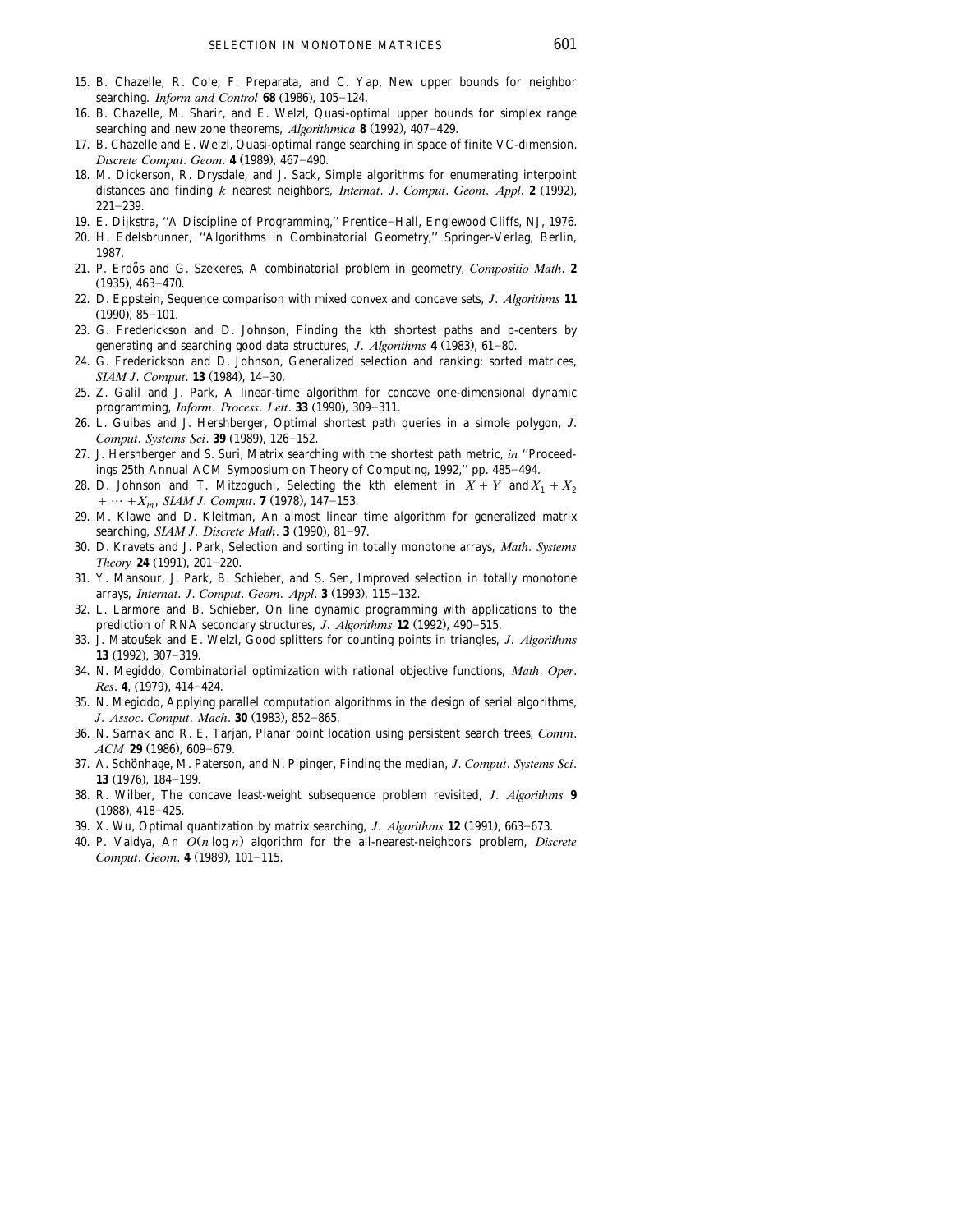15. B. Chazelle, R. Cole, F. Preparata, and C. Yap, New upper bounds for neighbor searching. *Inform and Control* **68** (1986), 105–124.
16. B. Chazelle, M. Sharir, and E. Welzl, Quasi-optimal upper bounds for simplex range searching and new zone theorems, *Algorithmica* **8** (1992), 407–429.
17. B. Chazelle and E. Welzl, Quasi-optimal range searching in space of finite VC-dimension. *Discrete Comput. Geom.* **4** (1989), 467–490.
18. M. Dickerson, R. Drysdale, and J. Sack, Simple algorithms for enumerating interpoint distances and finding $k$ nearest neighbors, *Internat. J. Comput. Geom. Appl.* **2** (1992), 221–239.
19. E. Dijkstra, ''A Discipline of Programming,'' Prentice–Hall, Englewood Cliffs, NJ, 1976.
20. H. Edelsbrunner, ''Algorithms in Combinatorial Geometry,'' Springer-Verlag, Berlin, 1987.
21. P. Erdős and G. Szekeres, A combinatorial problem in geometry, *Compositio Math.* **2** (1935), 463–470.
22. D. Eppstein, Sequence comparison with mixed convex and concave sets, *J. Algorithms* **11** (1990), 85–101.
23. G. Frederickson and D. Johnson, Finding the kth shortest paths and p-centers by generating and searching good data structures, *J. Algorithms* **4** (1983), 61–80.
24. G. Frederickson and D. Johnson, Generalized selection and ranking: sorted matrices, *SIAM J. Comput.* **13** (1984), 14–30.
25. Z. Galil and J. Park, A linear-time algorithm for concave one-dimensional dynamic programming, *Inform. Process. Lett.* **33** (1990), 309–311.
26. L. Guibas and J. Hershberger, Optimal shortest path queries in a simple polygon, *J. Comput. Systems Sci.* **39** (1989), 126–152.
27. J. Hershberger and S. Suri, Matrix searching with the shortest path metric, *in* ''Proceedings 25th Annual ACM Symposium on Theory of Computing, 1992,'' pp. 485–494.
28. D. Johnson and T. Mitzoguchi, Selecting the kth element in $X + Y$ and $X_1 + X_2 + \cdots + X_m$, *SIAM J. Comput.* **7** (1978), 147–153.
29. M. Klawe and D. Kleitman, An almost linear time algorithm for generalized matrix searching, *SIAM J. Discrete Math.* **3** (1990), 81–97.
30. D. Kravets and J. Park, Selection and sorting in totally monotone arrays, *Math. Systems Theory* **24** (1991), 201–220.
31. Y. Mansour, J. Park, B. Schieber, and S. Sen, Improved selection in totally monotone arrays, *Internat. J. Comput. Geom. Appl.* **3** (1993), 115–132.
32. L. Larmore and B. Schieber, On line dynamic programming with applications to the prediction of RNA secondary structures, *J. Algorithms* **12** (1992), 490–515.
33. J. Matoušek and E. Welzl, Good splitters for counting points in triangles, *J. Algorithms* **13** (1992), 307–319.
34. N. Megiddo, Combinatorial optimization with rational objective functions, *Math. Oper. Res.* **4**, (1979), 414–424.
35. N. Megiddo, Applying parallel computation algorithms in the design of serial algorithms, *J. Assoc. Comput. Mach.* **30** (1983), 852–865.
36. N. Sarnak and R. E. Tarjan, Planar point location using persistent search trees, *Comm. ACM* **29** (1986), 609–679.
37. A. Schönhage, M. Paterson, and N. Pipinger, Finding the median, *J. Comput. Systems Sci.* **13** (1976), 184–199.
38. R. Wilber, The concave least-weight subsequence problem revisited, *J. Algorithms* **9** (1988), 418–425.
39. X. Wu, Optimal quantization by matrix searching, *J. Algorithms* **12** (1991), 663–673.
40. P. Vaidya, An $O(n \log n)$ algorithm for the all-nearest-neighbors problem, *Discrete Comput. Geom.* **4** (1989), 101–115.